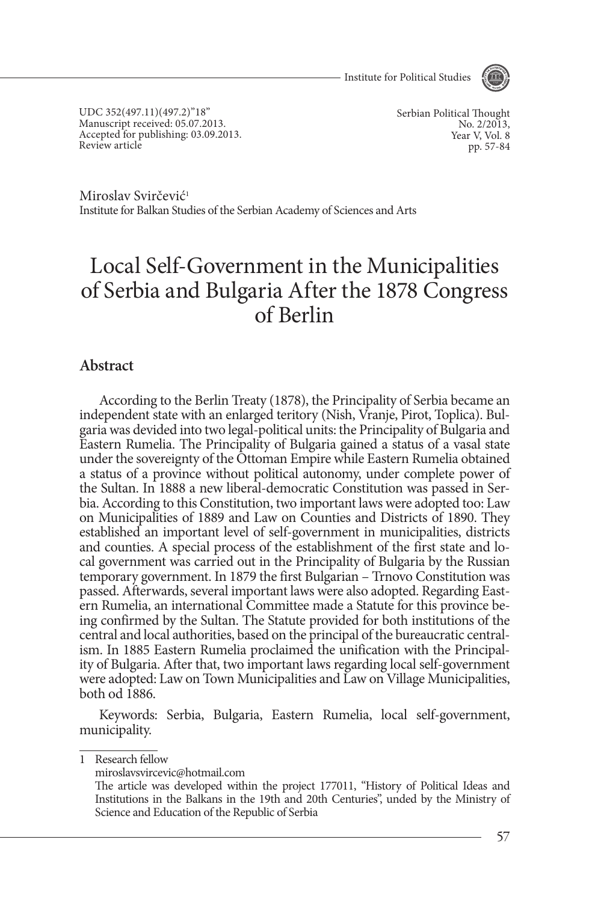UDC 352(497.11)(497.2)"18"
Manuscript received: 05.07.2013.
Accepted for publishing: 03.09.2013.
Review article

Miroslav Svirčević[1]
Institute for Balkan Studies of the Serbian Academy of Sciences and Arts

# Local Self-Government in the Municipalities of Serbia and Bulgaria After the 1878 Congress of Berlin

## Abstract

According to the Berlin Treaty (1878), the Principality of Serbia became an independent state with an enlarged teritory (Nish, Vranje, Pirot, Toplica). Bulgaria was devided into two legal-political units: the Principality of Bulgaria and Eastern Rumelia. The Principality of Bulgaria gained a status of a vasal state under the sovereignty of the Ottoman Empire while Eastern Rumelia obtained a status of a province without political autonomy, under complete power of the Sultan. In 1888 a new liberal-democratic Constitution was passed in Serbia. According to this Constitution, two important laws were adopted too: Law on Municipalities of 1889 and Law on Counties and Districts of 1890. They established an important level of self-government in municipalities, districts and counties. A special process of the establishment of the first state and local government was carried out in the Principality of Bulgaria by the Russian temporary government. In 1879 the first Bulgarian – Trnovo Constitution was passed. Afterwards, several important laws were also adopted. Regarding Eastern Rumelia, an international Committee made a Statute for this province being confirmed by the Sultan. The Statute provided for both institutions of the central and local authorities, based on the principal of the bureaucratic centralism. In 1885 Eastern Rumelia proclaimed the unification with the Principality of Bulgaria. After that, two important laws regarding local self-government were adopted: Law on Town Municipalities and Law on Village Municipalities, both od 1886.

Keywords: Serbia, Bulgaria, Eastern Rumelia, local self-government, municipality.

---

1 Research fellow
miroslavsvircevic@hotmail.com
The article was developed within the project 177011, "History of Political Ideas and Institutions in the Balkans in the 19th and 20th Centuries", unded by the Ministry of Science and Education of the Republic of Serbia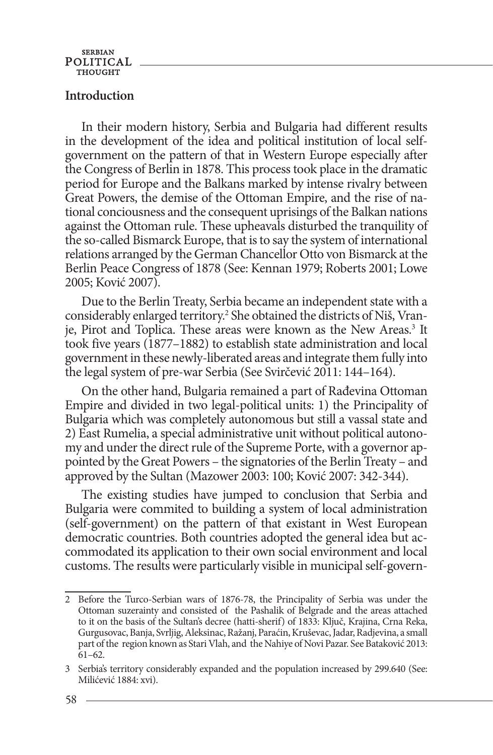## Introduction

In their modern history, Serbia and Bulgaria had different results in the development of the idea and political institution of local self-government on the pattern of that in Western Europe especially after the Congress of Berlin in 1878. This process took place in the dramatic period for Europe and the Balkans marked by intense rivalry between Great Powers, the demise of the Ottoman Empire, and the rise of national conciousness and the consequent uprisings of the Balkan nations against the Ottoman rule. These upheavals disturbed the tranquility of the so-called Bismarck Europe, that is to say the system of international relations arranged by the German Chancellor Otto von Bismarck at the Berlin Peace Congress of 1878 (See: Kennan 1979; Roberts 2001; Lowe 2005; Ković 2007).

Due to the Berlin Treaty, Serbia became an independent state with a considerably enlarged territory.[2] She obtained the districts of Niš, Vranje, Pirot and Toplica. These areas were known as the New Areas.[3] It took five years (1877–1882) to establish state administration and local government in these newly-liberated areas and integrate them fully into the legal system of pre-war Serbia (See Svirčević 2011: 144–164).

On the other hand, Bulgaria remained a part of Rađevina Ottoman Empire and divided in two legal-political units: 1) the Principality of Bulgaria which was completely autonomous but still a vassal state and 2) East Rumelia, a special administrative unit without political autonomy and under the direct rule of the Supreme Porte, with a governor appointed by the Great Powers – the signatories of the Berlin Treaty – and approved by the Sultan (Mazower 2003: 100; Ković 2007: 342-344).

The existing studies have jumped to conclusion that Serbia and Bulgaria were commited to building a system of local administration (self-government) on the pattern of that existant in West European democratic countries. Both countries adopted the general idea but accommodated its application to their own social environment and local customs. The results were particularly visible in municipal self-govern-

---

2 Before the Turco-Serbian wars of 1876-78, the Principality of Serbia was under the Ottoman suzerainty and consisted of the Pashalik of Belgrade and the areas attached to it on the basis of the Sultan's decree (hatti-sherif) of 1833: Ključ, Krajina, Crna Reka, Gurgusovac, Banja, Svrljig, Aleksinac, Ražanj, Paraćin, Kruševac, Jadar, Radjevina, a small part of the region known as Stari Vlah, and the Nahiye of Novi Pazar. See Bataković 2013: 61–62.

3 Serbia's territory considerably expanded and the population increased by 299.640 (See: Milićević 1884: xvi).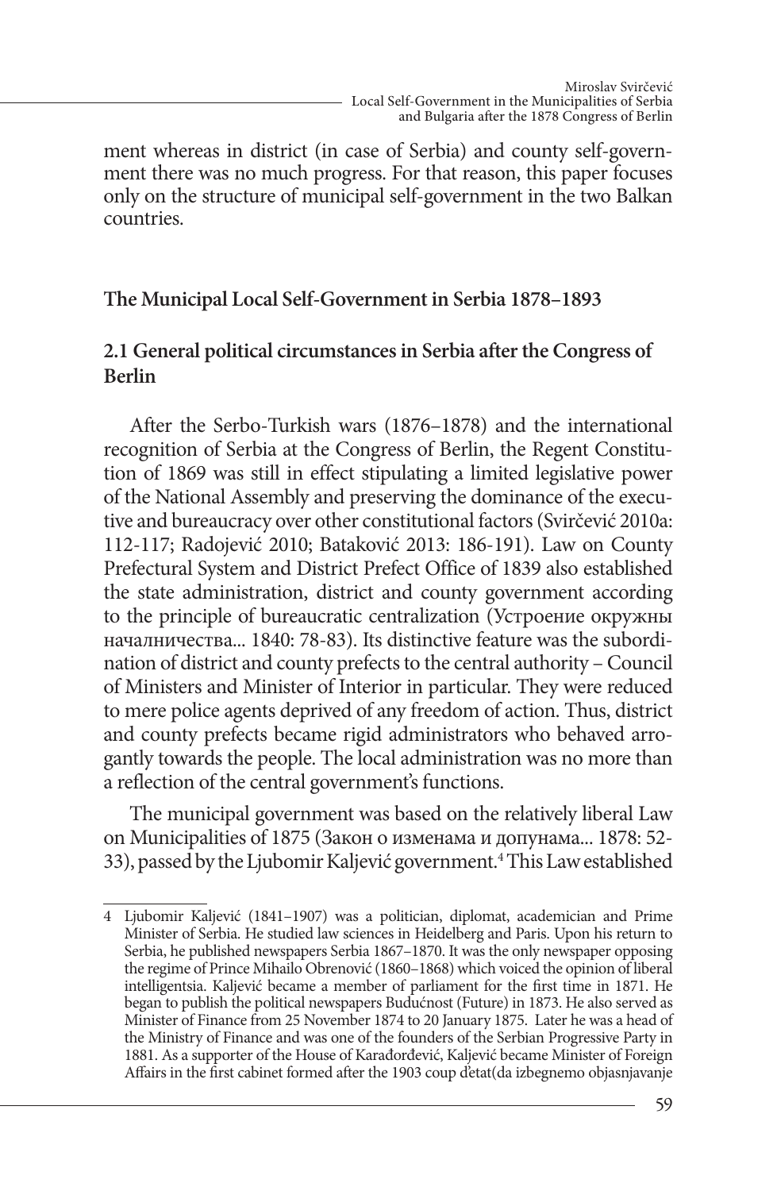ment whereas in district (in case of Serbia) and county self-government there was no much progress. For that reason, this paper focuses only on the structure of municipal self-government in the two Balkan countries.

## The Municipal Local Self-Government in Serbia 1878–1893

### 2.1 General political circumstances in Serbia after the Congress of Berlin

After the Serbo-Turkish wars (1876–1878) and the international recognition of Serbia at the Congress of Berlin, the Regent Constitution of 1869 was still in effect stipulating a limited legislative power of the National Assembly and preserving the dominance of the executive and bureaucracy over other constitutional factors (Svirčević 2010a: 112-117; Radojević 2010; Bataković 2013: 186-191). Law on County Prefectural System and District Prefect Office of 1839 also established the state administration, district and county government according to the principle of bureaucratic centralization (Устроение окружны началничества... 1840: 78-83). Its distinctive feature was the subordination of district and county prefects to the central authority – Council of Ministers and Minister of Interior in particular. They were reduced to mere police agents deprived of any freedom of action. Thus, district and county prefects became rigid administrators who behaved arrogantly towards the people. The local administration was no more than a reflection of the central government's functions.

The municipal government was based on the relatively liberal Law on Municipalities of 1875 (Закон о изменама и допунама... 1878: 52-33), passed by the Ljubomir Kaljević government.[4] This Law established

---

4 Ljubomir Kaljević (1841–1907) was a politician, diplomat, academician and Prime Minister of Serbia. He studied law sciences in Heidelberg and Paris. Upon his return to Serbia, he published newspapers Serbia 1867–1870. It was the only newspaper opposing the regime of Prince Mihailo Obrenović (1860–1868) which voiced the opinion of liberal intelligentsia. Kaljević became a member of parliament for the first time in 1871. He began to publish the political newspapers Budućnost (Future) in 1873. He also served as Minister of Finance from 25 November 1874 to 20 January 1875. Later he was a head of the Ministry of Finance and was one of the founders of the Serbian Progressive Party in 1881. As a supporter of the House of Karađorđević, Kaljević became Minister of Foreign Affairs in the first cabinet formed after the 1903 coup d'état(da izbegnemo objasnjavanje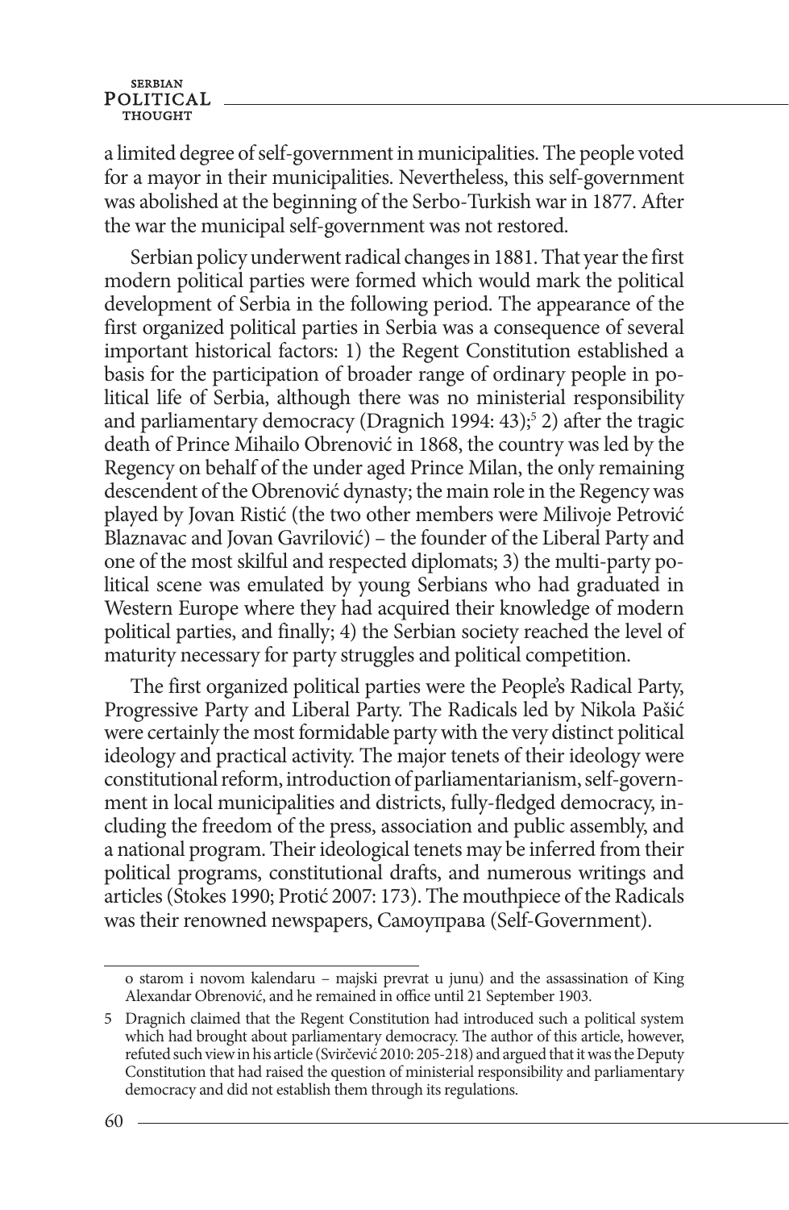a limited degree of self-government in municipalities. The people voted for a mayor in their municipalities. Nevertheless, this self-government was abolished at the beginning of the Serbo-Turkish war in 1877. After the war the municipal self-government was not restored.

Serbian policy underwent radical changes in 1881. That year the first modern political parties were formed which would mark the political development of Serbia in the following period. The appearance of the first organized political parties in Serbia was a consequence of several important historical factors: 1) the Regent Constitution established a basis for the participation of broader range of ordinary people in political life of Serbia, although there was no ministerial responsibility and parliamentary democracy (Dragnich 1994: 43);[5] 2) after the tragic death of Prince Mihailo Obrenović in 1868, the country was led by the Regency on behalf of the under aged Prince Milan, the only remaining descendent of the Obrenović dynasty; the main role in the Regency was played by Jovan Ristić (the two other members were Milivoje Petrović Blaznavac and Jovan Gavrilović) – the founder of the Liberal Party and one of the most skilful and respected diplomats; 3) the multi-party political scene was emulated by young Serbians who had graduated in Western Europe where they had acquired their knowledge of modern political parties, and finally; 4) the Serbian society reached the level of maturity necessary for party struggles and political competition.

The first organized political parties were the People's Radical Party, Progressive Party and Liberal Party. The Radicals led by Nikola Pašić were certainly the most formidable party with the very distinct political ideology and practical activity. The major tenets of their ideology were constitutional reform, introduction of parliamentarianism, self-government in local municipalities and districts, fully-fledged democracy, including the freedom of the press, association and public assembly, and a national program. Their ideological tenets may be inferred from their political programs, constitutional drafts, and numerous writings and articles (Stokes 1990; Protić 2007: 173). The mouthpiece of the Radicals was their renowned newspapers, Самоуправа (Self-Government).

---

o starom i novom kalendaru – majski prevrat u junu) and the assassination of King Alexandar Obrenović, and he remained in office until 21 September 1903.

5 Dragnich claimed that the Regent Constitution had introduced such a political system which had brought about parliamentary democracy. The author of this article, however, refuted such view in his article (Svirčević 2010: 205-218) and argued that it was the Deputy Constitution that had raised the question of ministerial responsibility and parliamentary democracy and did not establish them through its regulations.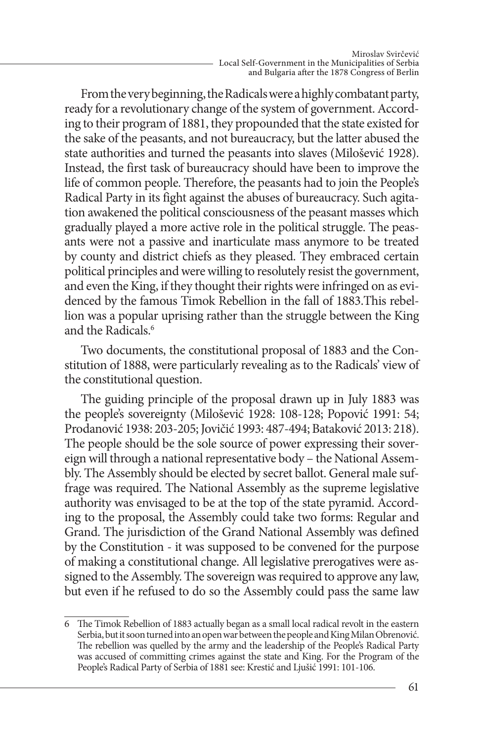From the very beginning, the Radicals were a highly combatant party, ready for a revolutionary change of the system of government. According to their program of 1881, they propounded that the state existed for the sake of the peasants, and not bureaucracy, but the latter abused the state authorities and turned the peasants into slaves (Milošević 1928). Instead, the first task of bureaucracy should have been to improve the life of common people. Therefore, the peasants had to join the People's Radical Party in its fight against the abuses of bureaucracy. Such agitation awakened the political consciousness of the peasant masses which gradually played a more active role in the political struggle. The peasants were not a passive and inarticulate mass anymore to be treated by county and district chiefs as they pleased. They embraced certain political principles and were willing to resolutely resist the government, and even the King, if they thought their rights were infringed on as evidenced by the famous Timok Rebellion in the fall of 1883.This rebellion was a popular uprising rather than the struggle between the King and the Radicals.[6]

Two documents, the constitutional proposal of 1883 and the Constitution of 1888, were particularly revealing as to the Radicals' view of the constitutional question.

The guiding principle of the proposal drawn up in July 1883 was the people's sovereignty (Milošević 1928: 108-128; Popović 1991: 54; Prodanović 1938: 203-205; Jovičić 1993: 487-494; Bataković 2013: 218). The people should be the sole source of power expressing their sovereign will through a national representative body – the National Assembly. The Assembly should be elected by secret ballot. General male suffrage was required. The National Assembly as the supreme legislative authority was envisaged to be at the top of the state pyramid. According to the proposal, the Assembly could take two forms: Regular and Grand. The jurisdiction of the Grand National Assembly was defined by the Constitution - it was supposed to be convened for the purpose of making a constitutional change. All legislative prerogatives were assigned to the Assembly. The sovereign was required to approve any law, but even if he refused to do so the Assembly could pass the same law

---

6 The Timok Rebellion of 1883 actually began as a small local radical revolt in the eastern Serbia, but it soon turned into an open war between the people and King Milan Obrenović. The rebellion was quelled by the army and the leadership of the People's Radical Party was accused of committing crimes against the state and King. For the Program of the People's Radical Party of Serbia of 1881 see: Krestić and Ljušić 1991: 101-106.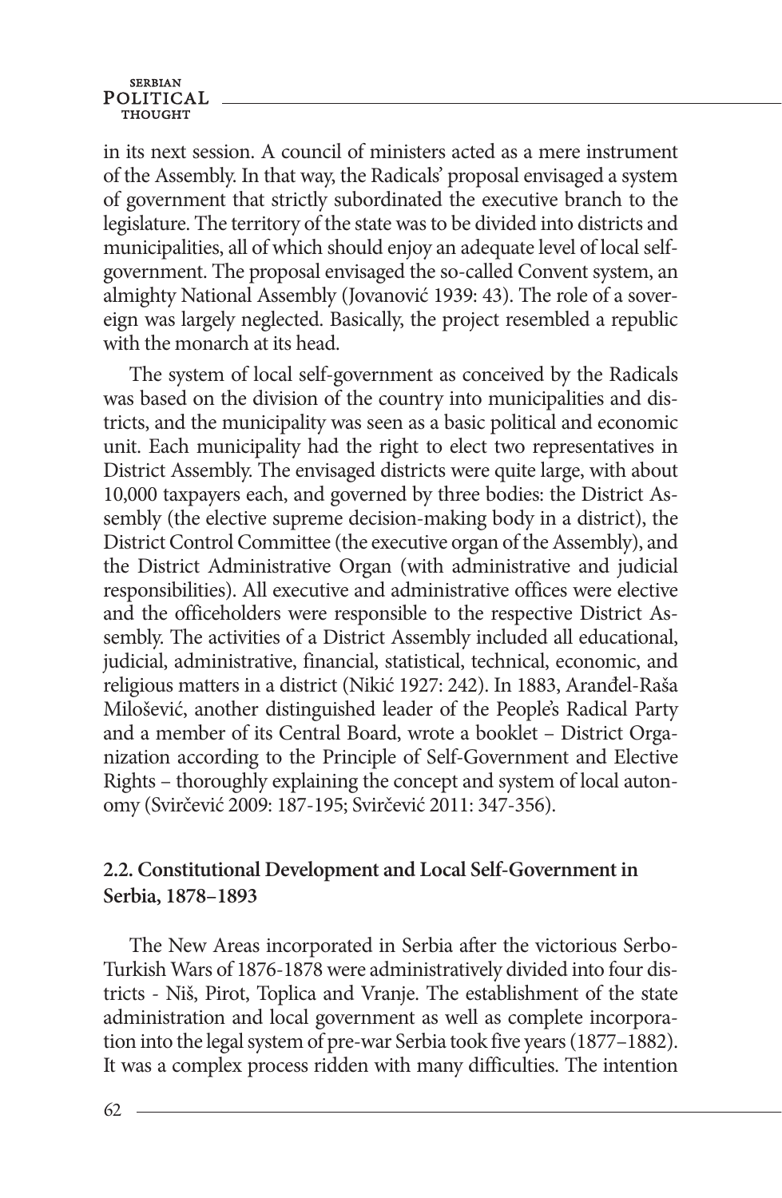in its next session. A council of ministers acted as a mere instrument of the Assembly. In that way, the Radicals' proposal envisaged a system of government that strictly subordinated the executive branch to the legislature. The territory of the state was to be divided into districts and municipalities, all of which should enjoy an adequate level of local self-government. The proposal envisaged the so-called Convent system, an almighty National Assembly (Jovanović 1939: 43). The role of a sovereign was largely neglected. Basically, the project resembled a republic with the monarch at its head.

The system of local self-government as conceived by the Radicals was based on the division of the country into municipalities and districts, and the municipality was seen as a basic political and economic unit. Each municipality had the right to elect two representatives in District Assembly. The envisaged districts were quite large, with about 10,000 taxpayers each, and governed by three bodies: the District Assembly (the elective supreme decision-making body in a district), the District Control Committee (the executive organ of the Assembly), and the District Administrative Organ (with administrative and judicial responsibilities). All executive and administrative offices were elective and the officeholders were responsible to the respective District Assembly. The activities of a District Assembly included all educational, judicial, administrative, financial, statistical, technical, economic, and religious matters in a district (Nikić 1927: 242). In 1883, Aranđel-Raša Milošević, another distinguished leader of the People's Radical Party and a member of its Central Board, wrote a booklet – District Organization according to the Principle of Self-Government and Elective Rights – thoroughly explaining the concept and system of local autonomy (Svirčević 2009: 187-195; Svirčević 2011: 347-356).

## 2.2. Constitutional Development and Local Self-Government in Serbia, 1878–1893

The New Areas incorporated in Serbia after the victorious Serbo-Turkish Wars of 1876-1878 were administratively divided into four districts - Niš, Pirot, Toplica and Vranje. The establishment of the state administration and local government as well as complete incorporation into the legal system of pre-war Serbia took five years (1877–1882). It was a complex process ridden with many difficulties. The intention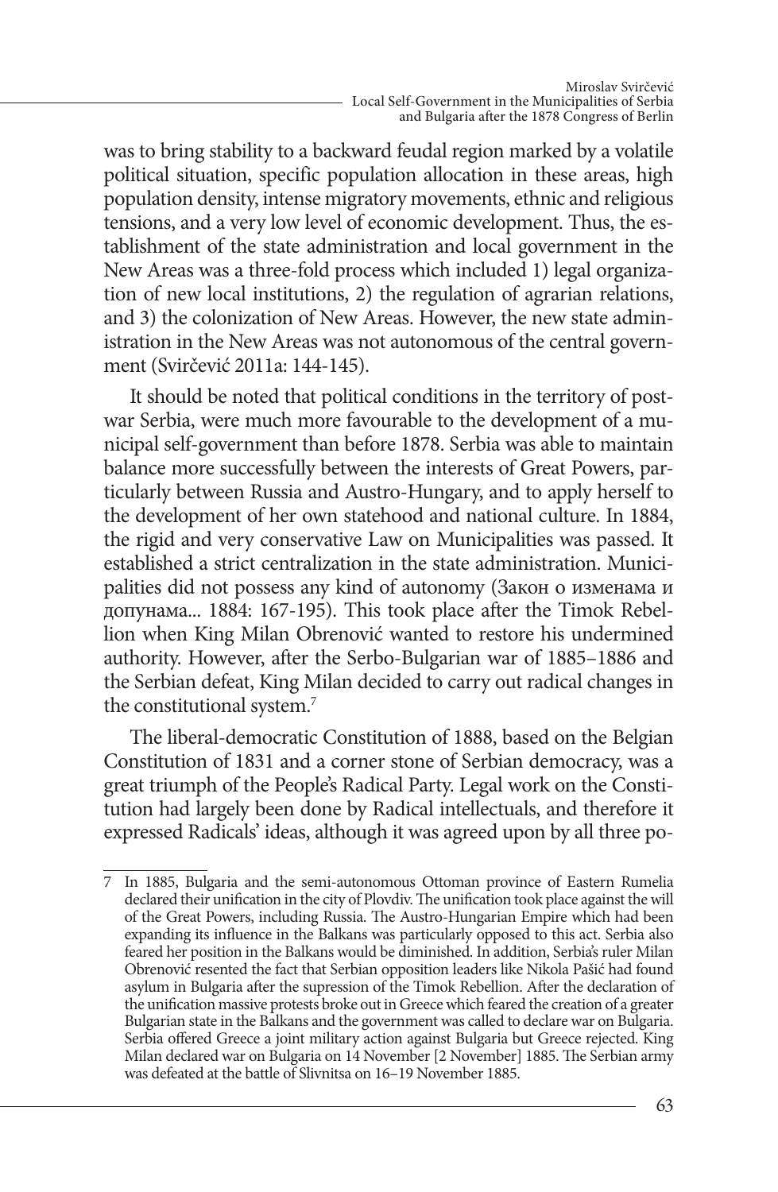was to bring stability to a backward feudal region marked by a volatile political situation, specific population allocation in these areas, high population density, intense migratory movements, ethnic and religious tensions, and a very low level of economic development. Thus, the establishment of the state administration and local government in the New Areas was a three-fold process which included 1) legal organization of new local institutions, 2) the regulation of agrarian relations, and 3) the colonization of New Areas. However, the new state administration in the New Areas was not autonomous of the central government (Svirčević 2011a: 144-145).

It should be noted that political conditions in the territory of post-war Serbia, were much more favourable to the development of a municipal self-government than before 1878. Serbia was able to maintain balance more successfully between the interests of Great Powers, particularly between Russia and Austro-Hungary, and to apply herself to the development of her own statehood and national culture. In 1884, the rigid and very conservative Law on Municipalities was passed. It established a strict centralization in the state administration. Municipalities did not possess any kind of autonomy (Закон о изменама и допунама... 1884: 167-195). This took place after the Timok Rebellion when King Milan Obrenović wanted to restore his undermined authority. However, after the Serbo-Bulgarian war of 1885–1886 and the Serbian defeat, King Milan decided to carry out radical changes in the constitutional system.[7]

The liberal-democratic Constitution of 1888, based on the Belgian Constitution of 1831 and a corner stone of Serbian democracy, was a great triumph of the People's Radical Party. Legal work on the Constitution had largely been done by Radical intellectuals, and therefore it expressed Radicals' ideas, although it was agreed upon by all three po-

---

7 In 1885, Bulgaria and the semi-autonomous Ottoman province of Eastern Rumelia declared their unification in the city of Plovdiv. The unification took place against the will of the Great Powers, including Russia. The Austro-Hungarian Empire which had been expanding its influence in the Balkans was particularly opposed to this act. Serbia also feared her position in the Balkans would be diminished. In addition, Serbia's ruler Milan Obrenović resented the fact that Serbian opposition leaders like Nikola Pašić had found asylum in Bulgaria after the supression of the Timok Rebellion. After the declaration of the unification massive protests broke out in Greece which feared the creation of a greater Bulgarian state in the Balkans and the government was called to declare war on Bulgaria. Serbia offered Greece a joint military action against Bulgaria but Greece rejected. King Milan declared war on Bulgaria on 14 November [2 November] 1885. The Serbian army was defeated at the battle of Slivnitsa on 16–19 November 1885.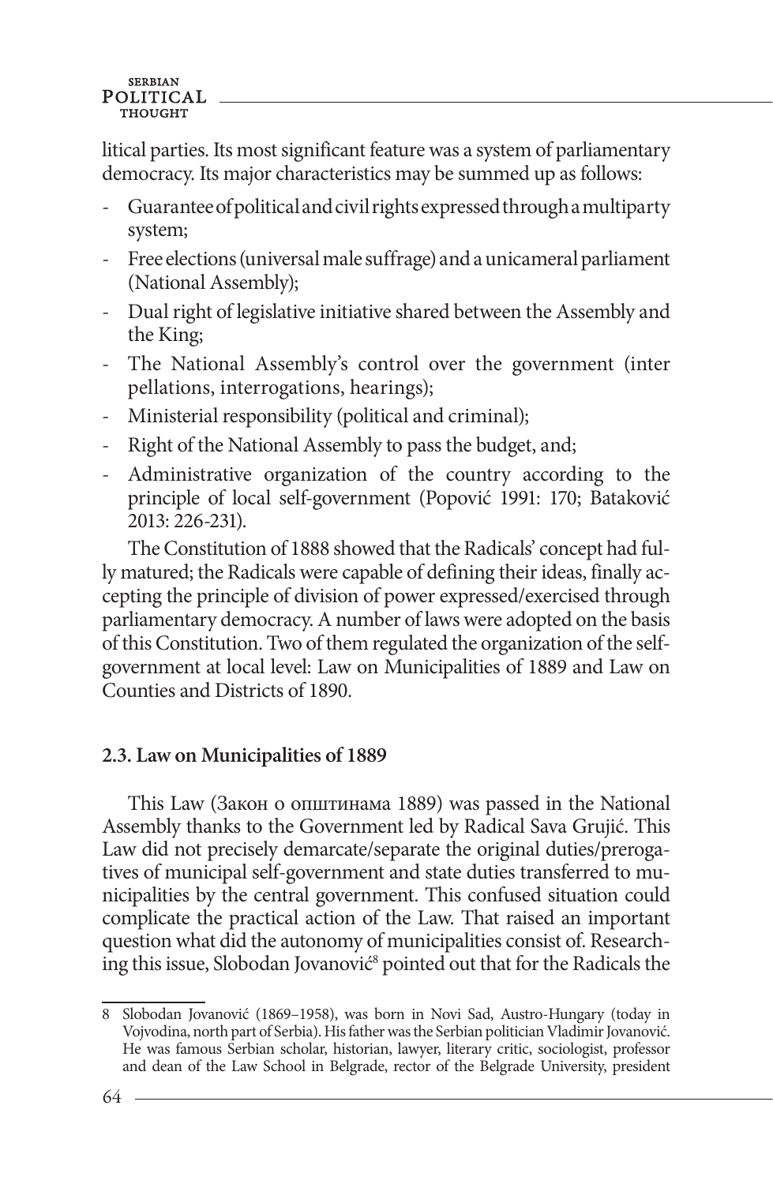litical parties. Its most significant feature was a system of parliamentary democracy. Its major characteristics may be summed up as follows:

- Guarantee of political and civil rights expressed through a multiparty system;
- Free elections (universal male suffrage) and a unicameral parliament (National Assembly);
- Dual right of legislative initiative shared between the Assembly and the King;
- The National Assembly's control over the government (inter pellations, interrogations, hearings);
- Ministerial responsibility (political and criminal);
- Right of the National Assembly to pass the budget, and;
- Administrative organization of the country according to the principle of local self-government (Popović 1991: 170; Bataković 2013: 226-231).

The Constitution of 1888 showed that the Radicals' concept had fully matured; the Radicals were capable of defining their ideas, finally accepting the principle of division of power expressed/exercised through parliamentary democracy. A number of laws were adopted on the basis of this Constitution. Two of them regulated the organization of the self-government at local level: Law on Municipalities of 1889 and Law on Counties and Districts of 1890.

### 2.3. Law on Municipalities of 1889

This Law (Закон о општинама 1889) was passed in the National Assembly thanks to the Government led by Radical Sava Grujić. This Law did not precisely demarcate/separate the original duties/prerogatives of municipal self-government and state duties transferred to municipalities by the central government. This confused situation could complicate the practical action of the Law. That raised an important question what did the autonomy of municipalities consist of. Researching this issue, Slobodan Jovanović[8] pointed out that for the Radicals the

8 Slobodan Jovanović (1869–1958), was born in Novi Sad, Austro-Hungary (today in Vojvodina, north part of Serbia). His father was the Serbian politician Vladimir Jovanović. He was famous Serbian scholar, historian, lawyer, literary critic, sociologist, professor and dean of the Law School in Belgrade, rector of the Belgrade University, president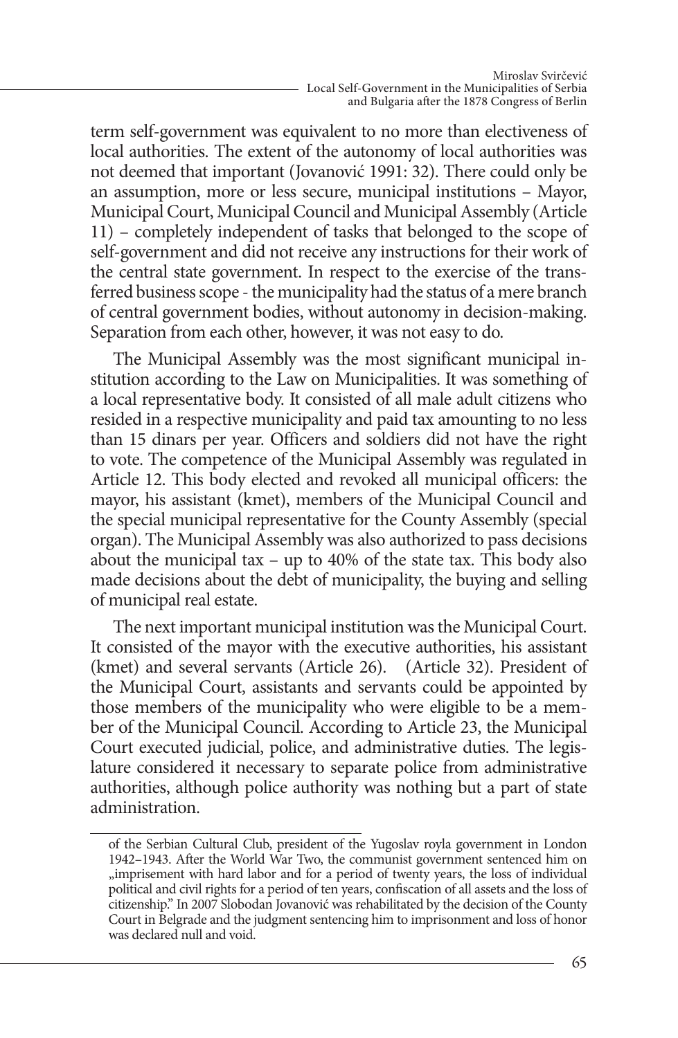term self-government was equivalent to no more than electiveness of local authorities. The extent of the autonomy of local authorities was not deemed that important (Jovanović 1991: 32). There could only be an assumption, more or less secure, municipal institutions – Mayor, Municipal Court, Municipal Council and Municipal Assembly (Article 11) – completely independent of tasks that belonged to the scope of self-government and did not receive any instructions for their work of the central state government. In respect to the exercise of the transferred business scope - the municipality had the status of a mere branch of central government bodies, without autonomy in decision-making. Separation from each other, however, it was not easy to do.

The Municipal Assembly was the most significant municipal institution according to the Law on Municipalities. It was something of a local representative body. It consisted of all male adult citizens who resided in a respective municipality and paid tax amounting to no less than 15 dinars per year. Officers and soldiers did not have the right to vote. The competence of the Municipal Assembly was regulated in Article 12. This body elected and revoked all municipal officers: the mayor, his assistant (kmet), members of the Municipal Council and the special municipal representative for the County Assembly (special organ). The Municipal Assembly was also authorized to pass decisions about the municipal tax – up to 40% of the state tax. This body also made decisions about the debt of municipality, the buying and selling of municipal real estate.

The next important municipal institution was the Municipal Court. It consisted of the mayor with the executive authorities, his assistant (kmet) and several servants (Article 26). (Article 32). President of the Municipal Court, assistants and servants could be appointed by those members of the municipality who were eligible to be a member of the Municipal Council. According to Article 23, the Municipal Court executed judicial, police, and administrative duties. The legislature considered it necessary to separate police from administrative authorities, although police authority was nothing but a part of state administration.

---

of the Serbian Cultural Club, president of the Yugoslav royla government in London 1942–1943. After the World War Two, the communist government sentenced him on „imprisement with hard labor and for a period of twenty years, the loss of individual political and civil rights for a period of ten years, confiscation of all assets and the loss of citizenship." In 2007 Slobodan Jovanović was rehabilitated by the decision of the County Court in Belgrade and the judgment sentencing him to imprisonment and loss of honor was declared null and void.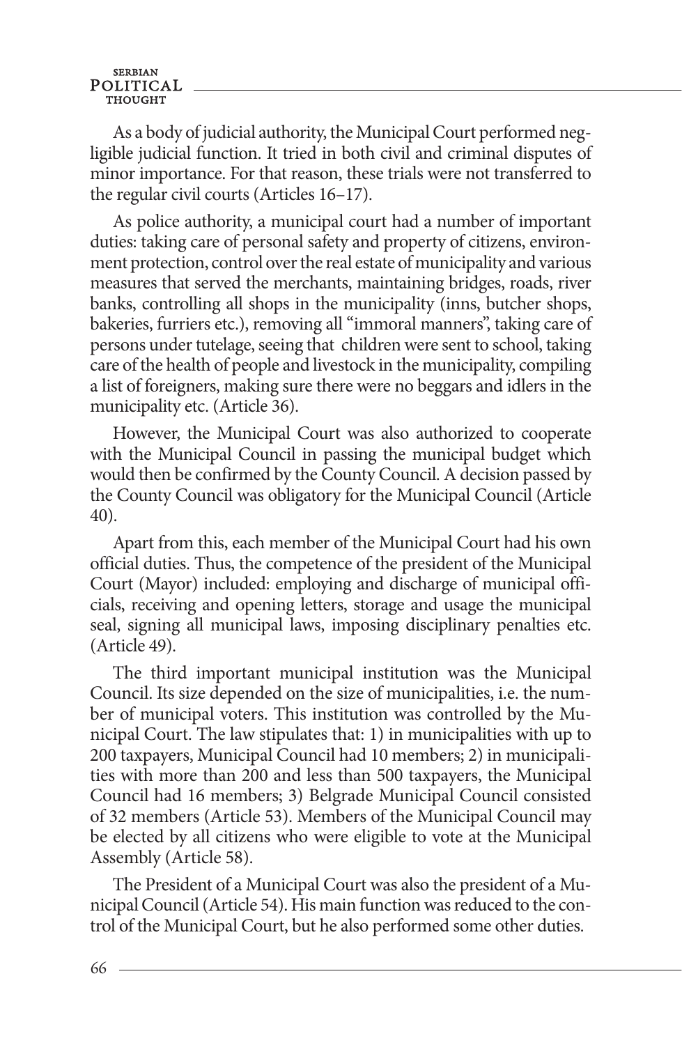As a body of judicial authority, the Municipal Court performed negligible judicial function. It tried in both civil and criminal disputes of minor importance. For that reason, these trials were not transferred to the regular civil courts (Articles 16–17).

As police authority, a municipal court had a number of important duties: taking care of personal safety and property of citizens, environment protection, control over the real estate of municipality and various measures that served the merchants, maintaining bridges, roads, river banks, controlling all shops in the municipality (inns, butcher shops, bakeries, furriers etc.), removing all "immoral manners", taking care of persons under tutelage, seeing that children were sent to school, taking care of the health of people and livestock in the municipality, compiling a list of foreigners, making sure there were no beggars and idlers in the municipality etc. (Article 36).

However, the Municipal Court was also authorized to cooperate with the Municipal Council in passing the municipal budget which would then be confirmed by the County Council. A decision passed by the County Council was obligatory for the Municipal Council (Article 40).

Apart from this, each member of the Municipal Court had his own official duties. Thus, the competence of the president of the Municipal Court (Mayor) included: employing and discharge of municipal officials, receiving and opening letters, storage and usage the municipal seal, signing all municipal laws, imposing disciplinary penalties etc. (Article 49).

The third important municipal institution was the Municipal Council. Its size depended on the size of municipalities, i.e. the number of municipal voters. This institution was controlled by the Municipal Court. The law stipulates that: 1) in municipalities with up to 200 taxpayers, Municipal Council had 10 members; 2) in municipalities with more than 200 and less than 500 taxpayers, the Municipal Council had 16 members; 3) Belgrade Municipal Council consisted of 32 members (Article 53). Members of the Municipal Council may be elected by all citizens who were eligible to vote at the Municipal Assembly (Article 58).

The President of a Municipal Court was also the president of a Municipal Council (Article 54). His main function was reduced to the control of the Municipal Court, but he also performed some other duties.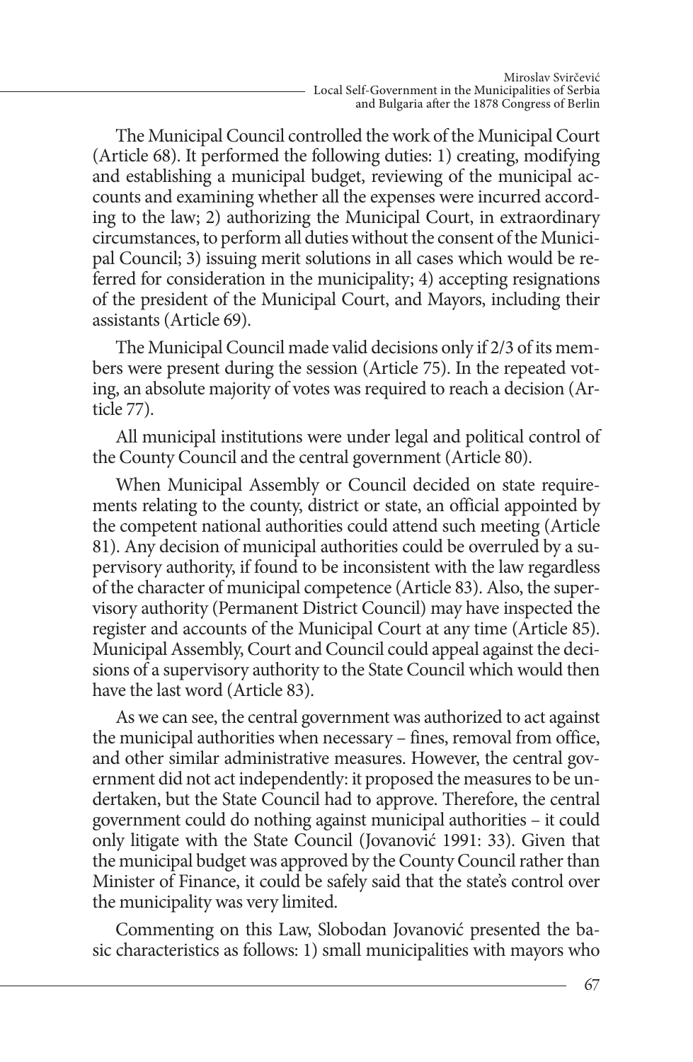The Municipal Council controlled the work of the Municipal Court (Article 68). It performed the following duties: 1) creating, modifying and establishing a municipal budget, reviewing of the municipal accounts and examining whether all the expenses were incurred according to the law; 2) authorizing the Municipal Court, in extraordinary circumstances, to perform all duties without the consent of the Municipal Council; 3) issuing merit solutions in all cases which would be referred for consideration in the municipality; 4) accepting resignations of the president of the Municipal Court, and Mayors, including their assistants (Article 69).

The Municipal Council made valid decisions only if 2/3 of its members were present during the session (Article 75). In the repeated voting, an absolute majority of votes was required to reach a decision (Article 77).

All municipal institutions were under legal and political control of the County Council and the central government (Article 80).

When Municipal Assembly or Council decided on state requirements relating to the county, district or state, an official appointed by the competent national authorities could attend such meeting (Article 81). Any decision of municipal authorities could be overruled by a supervisory authority, if found to be inconsistent with the law regardless of the character of municipal competence (Article 83). Also, the supervisory authority (Permanent District Council) may have inspected the register and accounts of the Municipal Court at any time (Article 85). Municipal Assembly, Court and Council could appeal against the decisions of a supervisory authority to the State Council which would then have the last word (Article 83).

As we can see, the central government was authorized to act against the municipal authorities when necessary – fines, removal from office, and other similar administrative measures. However, the central government did not act independently: it proposed the measures to be undertaken, but the State Council had to approve. Therefore, the central government could do nothing against municipal authorities – it could only litigate with the State Council (Jovanović 1991: 33). Given that the municipal budget was approved by the County Council rather than Minister of Finance, it could be safely said that the state's control over the municipality was very limited.

Commenting on this Law, Slobodan Jovanović presented the basic characteristics as follows: 1) small municipalities with mayors who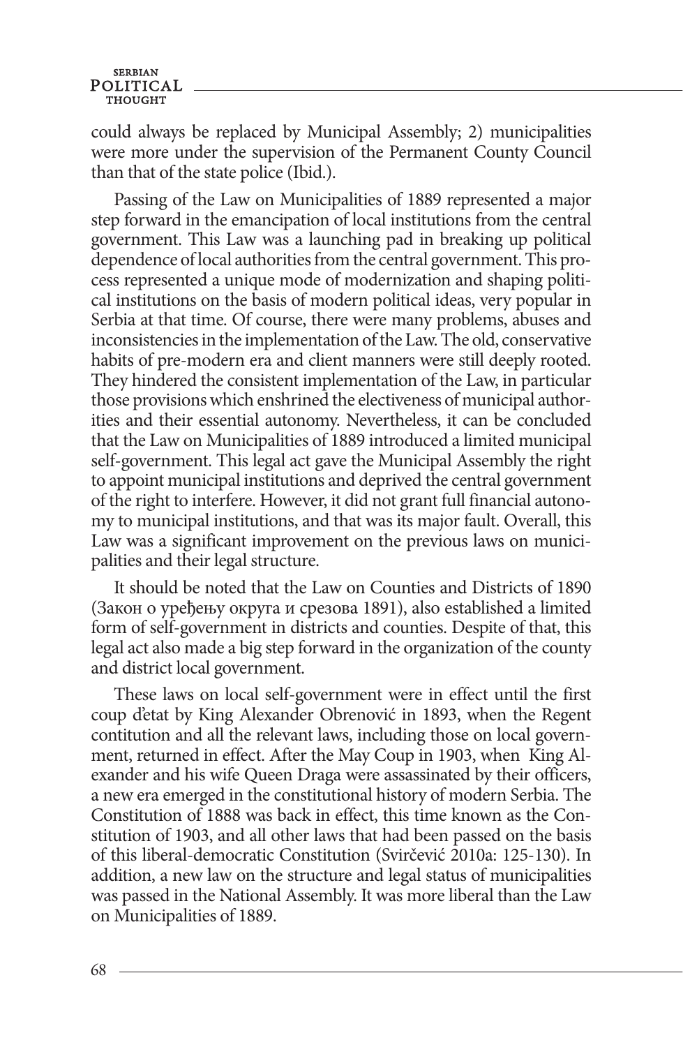could always be replaced by Municipal Assembly; 2) municipalities were more under the supervision of the Permanent County Council than that of the state police (Ibid.).

Passing of the Law on Municipalities of 1889 represented a major step forward in the emancipation of local institutions from the central government. This Law was a launching pad in breaking up political dependence of local authorities from the central government. This process represented a unique mode of modernization and shaping political institutions on the basis of modern political ideas, very popular in Serbia at that time. Of course, there were many problems, abuses and inconsistencies in the implementation of the Law. The old, conservative habits of pre-modern era and client manners were still deeply rooted. They hindered the consistent implementation of the Law, in particular those provisions which enshrined the electiveness of municipal authorities and their essential autonomy. Nevertheless, it can be concluded that the Law on Municipalities of 1889 introduced a limited municipal self-government. This legal act gave the Municipal Assembly the right to appoint municipal institutions and deprived the central government of the right to interfere. However, it did not grant full financial autonomy to municipal institutions, and that was its major fault. Overall, this Law was a significant improvement on the previous laws on municipalities and their legal structure.

It should be noted that the Law on Counties and Districts of 1890 (Закон о уређењу округа и срезова 1891), also established a limited form of self-government in districts and counties. Despite of that, this legal act also made a big step forward in the organization of the county and district local government.

These laws on local self-government were in effect until the first coup d'etat by King Alexander Obrenović in 1893, when the Regent contitution and all the relevant laws, including those on local government, returned in effect. After the May Coup in 1903, when King Alexander and his wife Queen Draga were assassinated by their officers, a new era emerged in the constitutional history of modern Serbia. The Constitution of 1888 was back in effect, this time known as the Constitution of 1903, and all other laws that had been passed on the basis of this liberal-democratic Constitution (Svirčević 2010a: 125-130). In addition, a new law on the structure and legal status of municipalities was passed in the National Assembly. It was more liberal than the Law on Municipalities of 1889.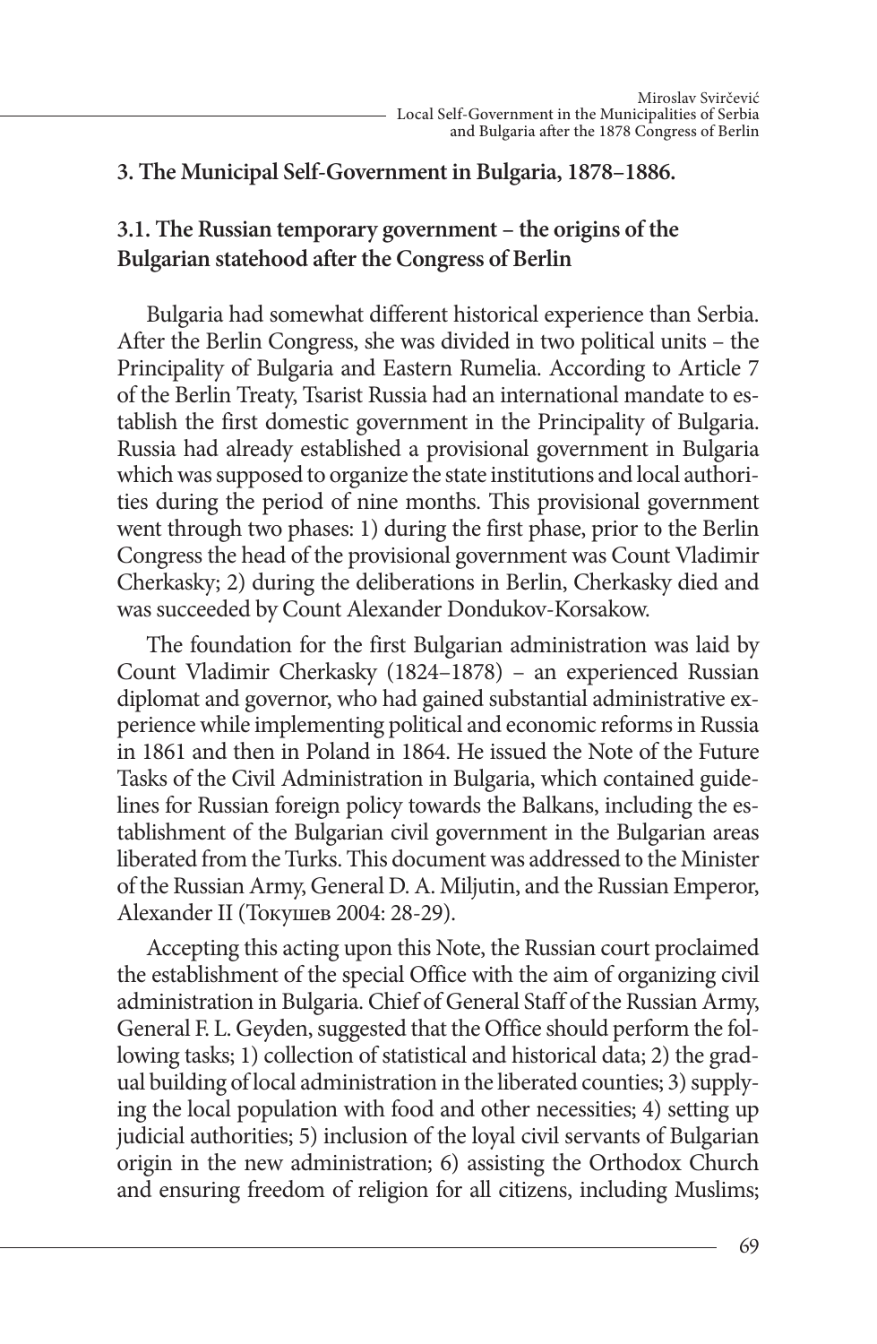### 3. The Municipal Self-Government in Bulgaria, 1878–1886.

#### 3.1. The Russian temporary government – the origins of the Bulgarian statehood after the Congress of Berlin

Bulgaria had somewhat different historical experience than Serbia. After the Berlin Congress, she was divided in two political units – the Principality of Bulgaria and Eastern Rumelia. According to Article 7 of the Berlin Treaty, Tsarist Russia had an international mandate to establish the first domestic government in the Principality of Bulgaria. Russia had already established a provisional government in Bulgaria which was supposed to organize the state institutions and local authorities during the period of nine months. This provisional government went through two phases: 1) during the first phase, prior to the Berlin Congress the head of the provisional government was Count Vladimir Cherkasky; 2) during the deliberations in Berlin, Cherkasky died and was succeeded by Count Alexander Dondukov-Korsakow.

The foundation for the first Bulgarian administration was laid by Count Vladimir Cherkasky (1824–1878) – an experienced Russian diplomat and governor, who had gained substantial administrative experience while implementing political and economic reforms in Russia in 1861 and then in Poland in 1864. He issued the Note of the Future Tasks of the Civil Administration in Bulgaria, which contained guidelines for Russian foreign policy towards the Balkans, including the establishment of the Bulgarian civil government in the Bulgarian areas liberated from the Turks. This document was addressed to the Minister of the Russian Army, General D. A. Miljutin, and the Russian Emperor, Alexander II (Токушев 2004: 28-29).

Accepting this acting upon this Note, the Russian court proclaimed the establishment of the special Office with the aim of organizing civil administration in Bulgaria. Chief of General Staff of the Russian Army, General F. L. Geyden, suggested that the Office should perform the following tasks; 1) collection of statistical and historical data; 2) the gradual building of local administration in the liberated counties; 3) supplying the local population with food and other necessities; 4) setting up judicial authorities; 5) inclusion of the loyal civil servants of Bulgarian origin in the new administration; 6) assisting the Orthodox Church and ensuring freedom of religion for all citizens, including Muslims;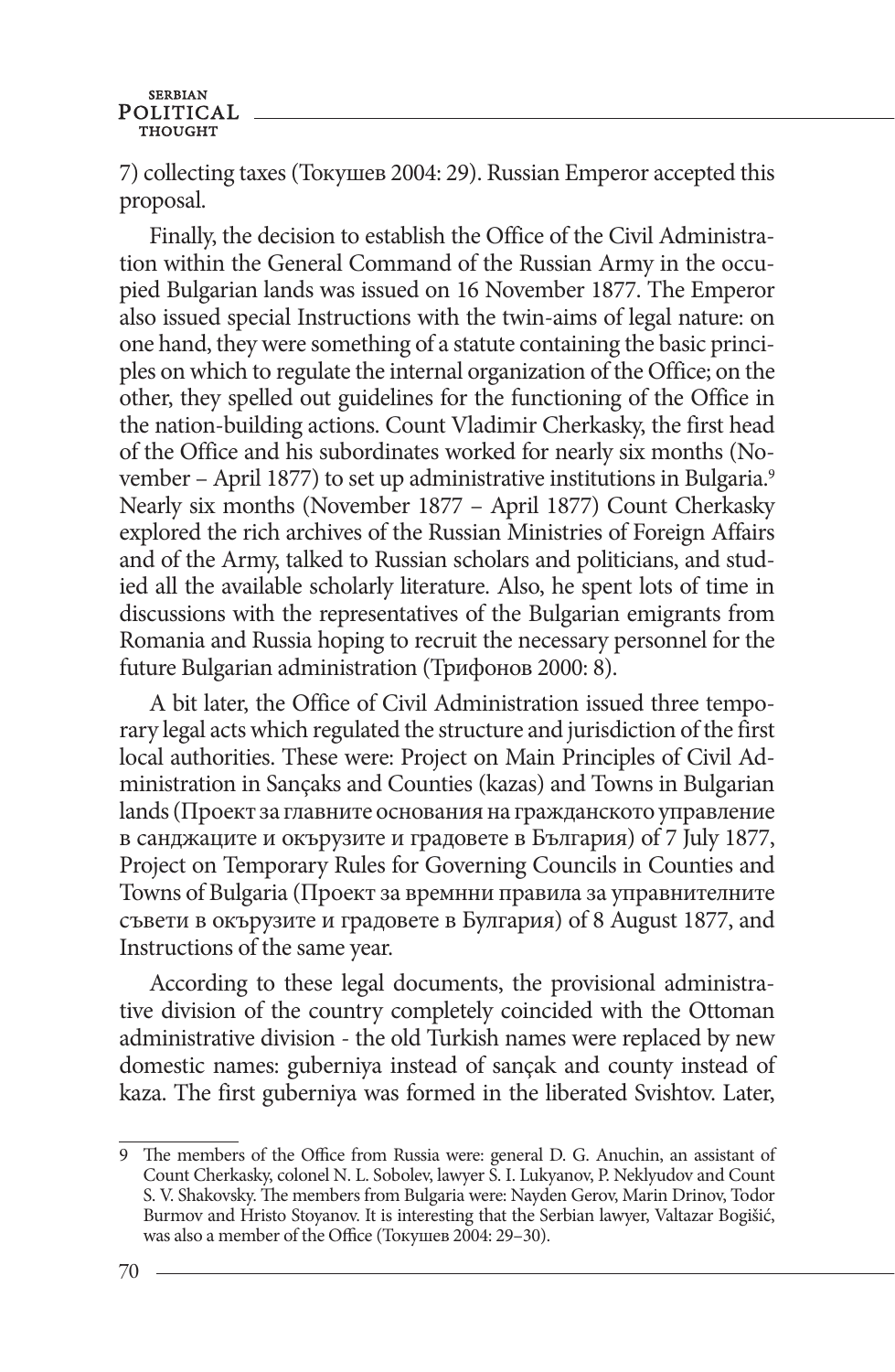7) collecting taxes (Токушев 2004: 29). Russian Emperor accepted this proposal.

Finally, the decision to establish the Office of the Civil Administration within the General Command of the Russian Army in the occupied Bulgarian lands was issued on 16 November 1877. The Emperor also issued special Instructions with the twin-aims of legal nature: on one hand, they were something of a statute containing the basic principles on which to regulate the internal organization of the Office; on the other, they spelled out guidelines for the functioning of the Office in the nation-building actions. Count Vladimir Cherkasky, the first head of the Office and his subordinates worked for nearly six months (November – April 1877) to set up administrative institutions in Bulgaria.[9] Nearly six months (November 1877 – April 1877) Count Cherkasky explored the rich archives of the Russian Ministries of Foreign Affairs and of the Army, talked to Russian scholars and politicians, and studied all the available scholarly literature. Also, he spent lots of time in discussions with the representatives of the Bulgarian emigrants from Romania and Russia hoping to recruit the necessary personnel for the future Bulgarian administration (Трифонов 2000: 8).

A bit later, the Office of Civil Administration issued three temporary legal acts which regulated the structure and jurisdiction of the first local authorities. These were: Project on Main Principles of Civil Administration in Sançaks and Counties (kazas) and Towns in Bulgarian lands (Проект за главните основания на гражданското управление в санджаците и окръзите и градовете в България) of 7 July 1877, Project on Temporary Rules for Governing Councils in Counties and Towns of Bulgaria (Проект за времнни правила за управнителните съвети в окръзите и градовете в Булгария) of 8 August 1877, and Instructions of the same year.

According to these legal documents, the provisional administrative division of the country completely coincided with the Ottoman administrative division - the old Turkish names were replaced by new domestic names: guberniya instead of sançak and county instead of kaza. The first guberniya was formed in the liberated Svishtov. Later,

---

9 The members of the Office from Russia were: general D. G. Anuchin, an assistant of Count Cherkasky, colonel N. L. Sobolev, lawyer S. I. Lukyanov, P. Neklyudov and Count S. V. Shakovsky. The members from Bulgaria were: Nayden Gerov, Marin Drinov, Todor Burmov and Hristo Stoyanov. It is interesting that the Serbian lawyer, Valtazar Bogišić, was also a member of the Office (Токушев 2004: 29–30).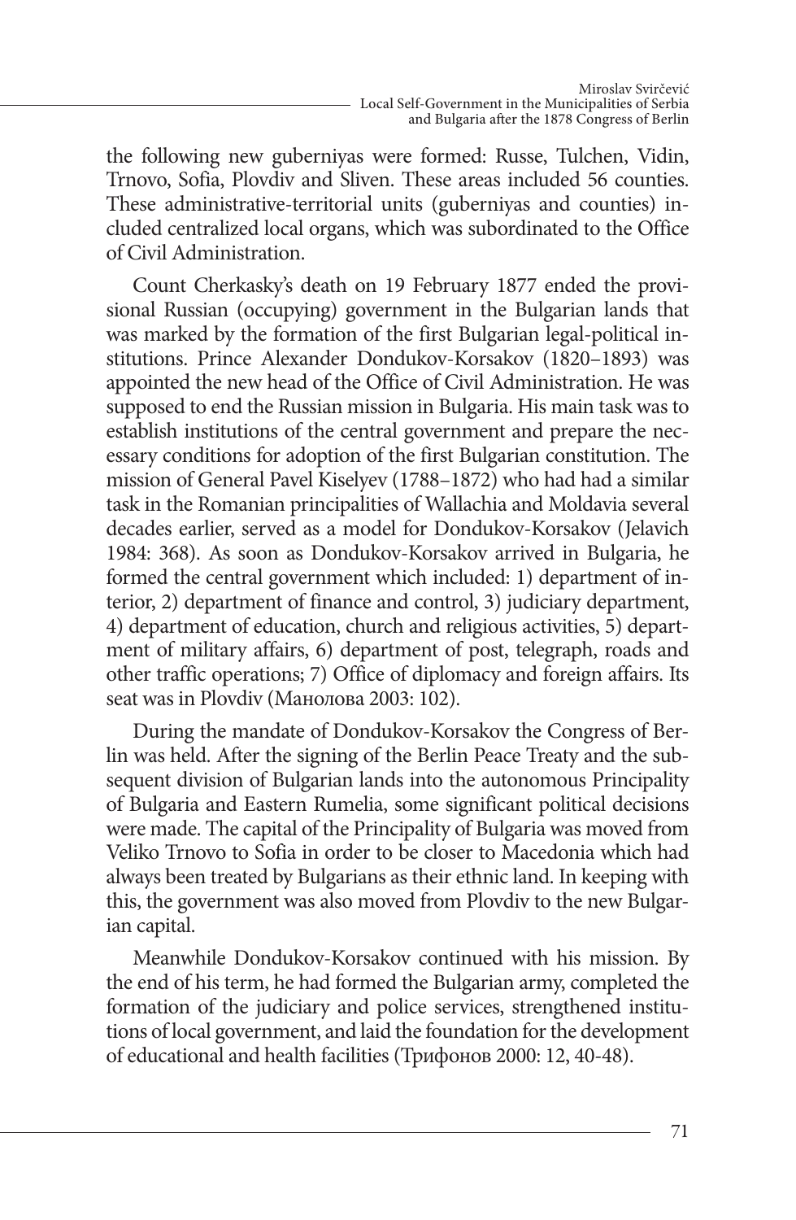the following new guberniyas were formed: Russe, Tulchen, Vidin, Trnovo, Sofia, Plovdiv and Sliven. These areas included 56 counties. These administrative-territorial units (guberniyas and counties) included centralized local organs, which was subordinated to the Office of Civil Administration.

Count Cherkasky's death on 19 February 1877 ended the provisional Russian (occupying) government in the Bulgarian lands that was marked by the formation of the first Bulgarian legal-political institutions. Prince Alexander Dondukov-Korsakov (1820–1893) was appointed the new head of the Office of Civil Administration. He was supposed to end the Russian mission in Bulgaria. His main task was to establish institutions of the central government and prepare the necessary conditions for adoption of the first Bulgarian constitution. The mission of General Pavel Kiselyev (1788–1872) who had had a similar task in the Romanian principalities of Wallachia and Moldavia several decades earlier, served as a model for Dondukov-Korsakov (Jelavich 1984: 368). As soon as Dondukov-Korsakov arrived in Bulgaria, he formed the central government which included: 1) department of interior, 2) department of finance and control, 3) judiciary department, 4) department of education, church and religious activities, 5) department of military affairs, 6) department of post, telegraph, roads and other traffic operations; 7) Office of diplomacy and foreign affairs. Its seat was in Plovdiv (Манолова 2003: 102).

During the mandate of Dondukov-Korsakov the Congress of Berlin was held. After the signing of the Berlin Peace Treaty and the subsequent division of Bulgarian lands into the autonomous Principality of Bulgaria and Eastern Rumelia, some significant political decisions were made. The capital of the Principality of Bulgaria was moved from Veliko Trnovo to Sofia in order to be closer to Macedonia which had always been treated by Bulgarians as their ethnic land. In keeping with this, the government was also moved from Plovdiv to the new Bulgarian capital.

Meanwhile Dondukov-Korsakov continued with his mission. By the end of his term, he had formed the Bulgarian army, completed the formation of the judiciary and police services, strengthened institutions of local government, and laid the foundation for the development of educational and health facilities (Трифонов 2000: 12, 40-48).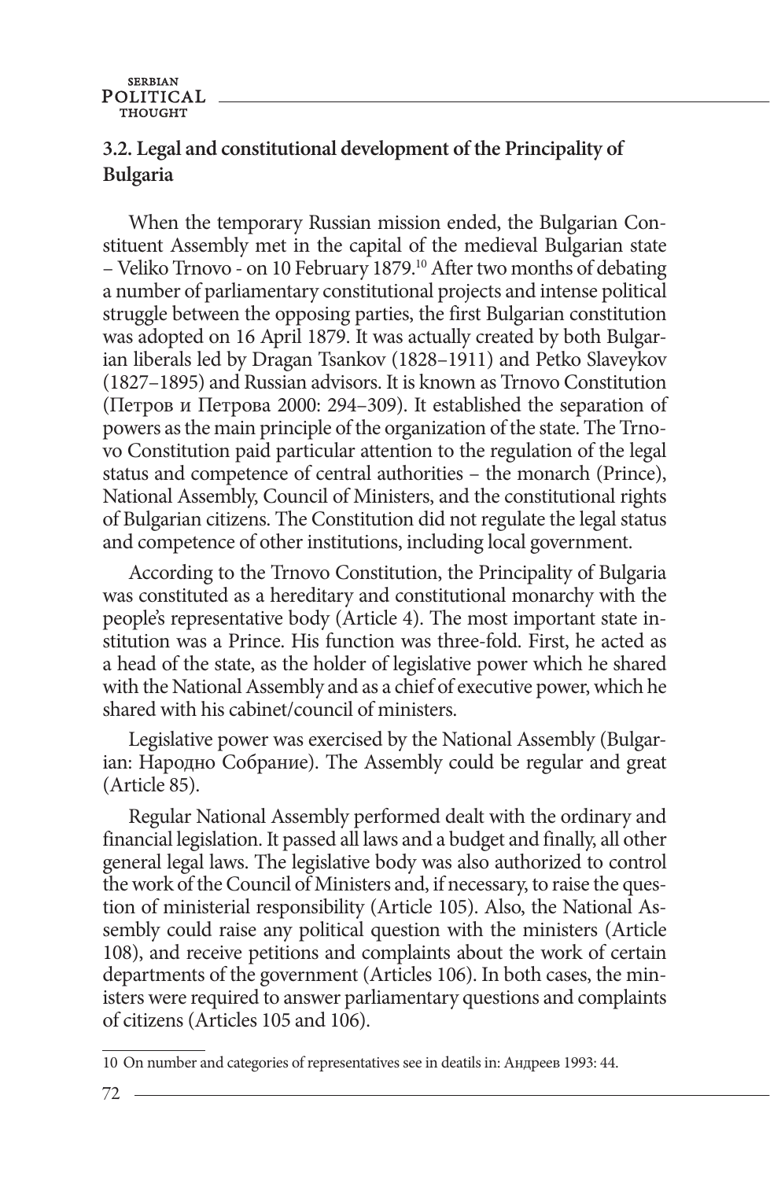### 3.2. Legal and constitutional development of the Principality of Bulgaria

When the temporary Russian mission ended, the Bulgarian Constituent Assembly met in the capital of the medieval Bulgarian state – Veliko Trnovo - on 10 February 1879.[10] After two months of debating a number of parliamentary constitutional projects and intense political struggle between the opposing parties, the first Bulgarian constitution was adopted on 16 April 1879. It was actually created by both Bulgarian liberals led by Dragan Tsankov (1828–1911) and Petko Slaveykov (1827–1895) and Russian advisors. It is known as Trnovo Constitution (Петров и Петрова 2000: 294–309). It established the separation of powers as the main principle of the organization of the state. The Trnovo Constitution paid particular attention to the regulation of the legal status and competence of central authorities – the monarch (Prince), National Assembly, Council of Ministers, and the constitutional rights of Bulgarian citizens. The Constitution did not regulate the legal status and competence of other institutions, including local government.

According to the Trnovo Constitution, the Principality of Bulgaria was constituted as a hereditary and constitutional monarchy with the people's representative body (Article 4). The most important state institution was a Prince. His function was three-fold. First, he acted as a head of the state, as the holder of legislative power which he shared with the National Assembly and as a chief of executive power, which he shared with his cabinet/council of ministers.

Legislative power was exercised by the National Assembly (Bulgarian: Народно Собрание). The Assembly could be regular and great (Article 85).

Regular National Assembly performed dealt with the ordinary and financial legislation. It passed all laws and a budget and finally, all other general legal laws. The legislative body was also authorized to control the work of the Council of Ministers and, if necessary, to raise the question of ministerial responsibility (Article 105). Also, the National Assembly could raise any political question with the ministers (Article 108), and receive petitions and complaints about the work of certain departments of the government (Articles 106). In both cases, the ministers were required to answer parliamentary questions and complaints of citizens (Articles 105 and 106).

---

10 On number and categories of representatives see in deatils in: Андреев 1993: 44.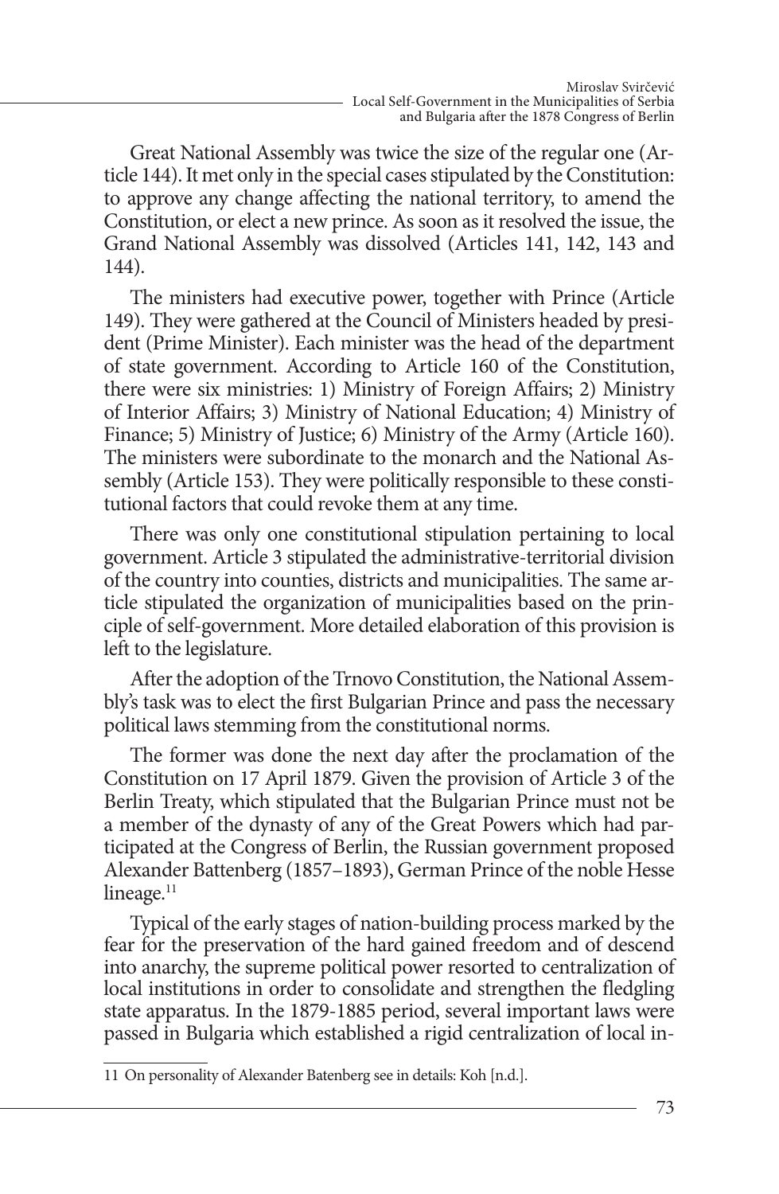Great National Assembly was twice the size of the regular one (Article 144). It met only in the special cases stipulated by the Constitution: to approve any change affecting the national territory, to amend the Constitution, or elect a new prince. As soon as it resolved the issue, the Grand National Assembly was dissolved (Articles 141, 142, 143 and 144).

The ministers had executive power, together with Prince (Article 149). They were gathered at the Council of Ministers headed by president (Prime Minister). Each minister was the head of the department of state government. According to Article 160 of the Constitution, there were six ministries: 1) Ministry of Foreign Affairs; 2) Ministry of Interior Affairs; 3) Ministry of National Education; 4) Ministry of Finance; 5) Ministry of Justice; 6) Ministry of the Army (Article 160). The ministers were subordinate to the monarch and the National Assembly (Article 153). They were politically responsible to these constitutional factors that could revoke them at any time.

There was only one constitutional stipulation pertaining to local government. Article 3 stipulated the administrative-territorial division of the country into counties, districts and municipalities. The same article stipulated the organization of municipalities based on the principle of self-government. More detailed elaboration of this provision is left to the legislature.

After the adoption of the Trnovo Constitution, the National Assembly's task was to elect the first Bulgarian Prince and pass the necessary political laws stemming from the constitutional norms.

The former was done the next day after the proclamation of the Constitution on 17 April 1879. Given the provision of Article 3 of the Berlin Treaty, which stipulated that the Bulgarian Prince must not be a member of the dynasty of any of the Great Powers which had participated at the Congress of Berlin, the Russian government proposed Alexander Battenberg (1857–1893), German Prince of the noble Hesse lineage.[11]

Typical of the early stages of nation-building process marked by the fear for the preservation of the hard gained freedom and of descend into anarchy, the supreme political power resorted to centralization of local institutions in order to consolidate and strengthen the fledgling state apparatus. In the 1879-1885 period, several important laws were passed in Bulgaria which established a rigid centralization of local in-

---

11 On personality of Alexander Batenberg see in details: Koh [n.d.].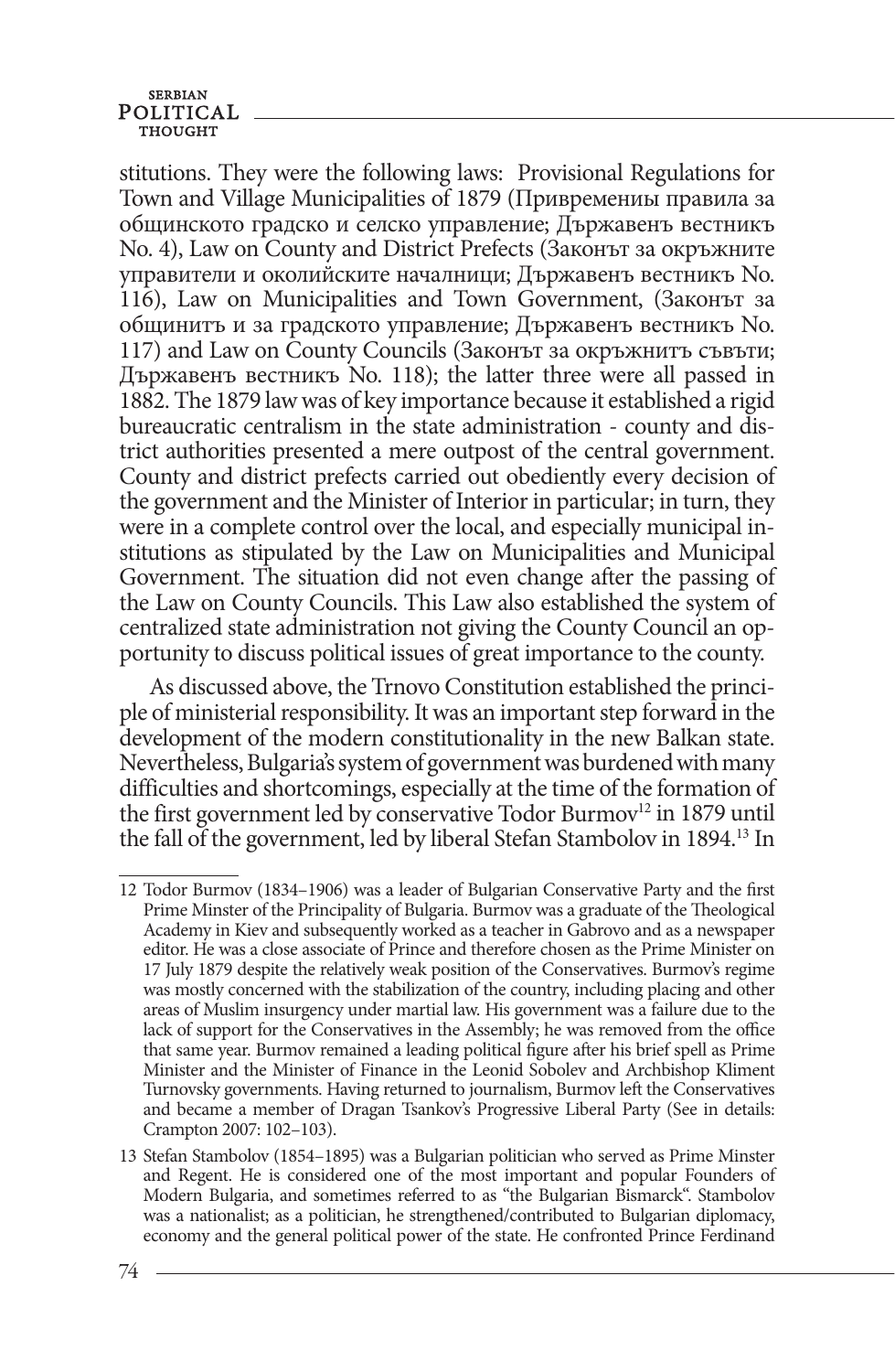stitutions. They were the following laws: Provisional Regulations for Town and Village Municipalities of 1879 (Привремениы правила за общинското градско и селско управление; Държавенъ вестникъ No. 4), Law on County and District Prefects (Законът за окръжните управители и околийските началници; Държавенъ вестникъ No. 116), Law on Municipalities and Town Government, (Законът за общинитъ и за градското управление; Държавенъ вестникъ No. 117) and Law on County Councils (Законът за окръжнитъ съвъти; Държавенъ вестникъ No. 118); the latter three were all passed in 1882. The 1879 law was of key importance because it established a rigid bureaucratic centralism in the state administration - county and district authorities presented a mere outpost of the central government. County and district prefects carried out obediently every decision of the government and the Minister of Interior in particular; in turn, they were in a complete control over the local, and especially municipal institutions as stipulated by the Law on Municipalities and Municipal Government. The situation did not even change after the passing of the Law on County Councils. This Law also established the system of centralized state administration not giving the County Council an opportunity to discuss political issues of great importance to the county.

As discussed above, the Trnovo Constitution established the principle of ministerial responsibility. It was an important step forward in the development of the modern constitutionality in the new Balkan state. Nevertheless, Bulgaria's system of government was burdened with many difficulties and shortcomings, especially at the time of the formation of the first government led by conservative Todor Burmov[12] in 1879 until the fall of the government, led by liberal Stefan Stambolov in 1894.[13] In

---

12 Todor Burmov (1834–1906) was a leader of Bulgarian Conservative Party and the first Prime Minster of the Principality of Bulgaria. Burmov was a graduate of the Theological Academy in Kiev and subsequently worked as a teacher in Gabrovo and as a newspaper editor. He was a close associate of Prince and therefore chosen as the Prime Minister on 17 July 1879 despite the relatively weak position of the Conservatives. Burmov's regime was mostly concerned with the stabilization of the country, including placing and other areas of Muslim insurgency under martial law. His government was a failure due to the lack of support for the Conservatives in the Assembly; he was removed from the office that same year. Burmov remained a leading political figure after his brief spell as Prime Minister and the Minister of Finance in the Leonid Sobolev and Archbishop Kliment Turnovsky governments. Having returned to journalism, Burmov left the Conservatives and became a member of Dragan Tsankov's Progressive Liberal Party (See in details: Crampton 2007: 102–103).

13 Stefan Stambolov (1854–1895) was a Bulgarian politician who served as Prime Minster and Regent. He is considered one of the most important and popular Founders of Modern Bulgaria, and sometimes referred to as "the Bulgarian Bismarck". Stambolov was a nationalist; as a politician, he strengthened/contributed to Bulgarian diplomacy, economy and the general political power of the state. He confronted Prince Ferdinand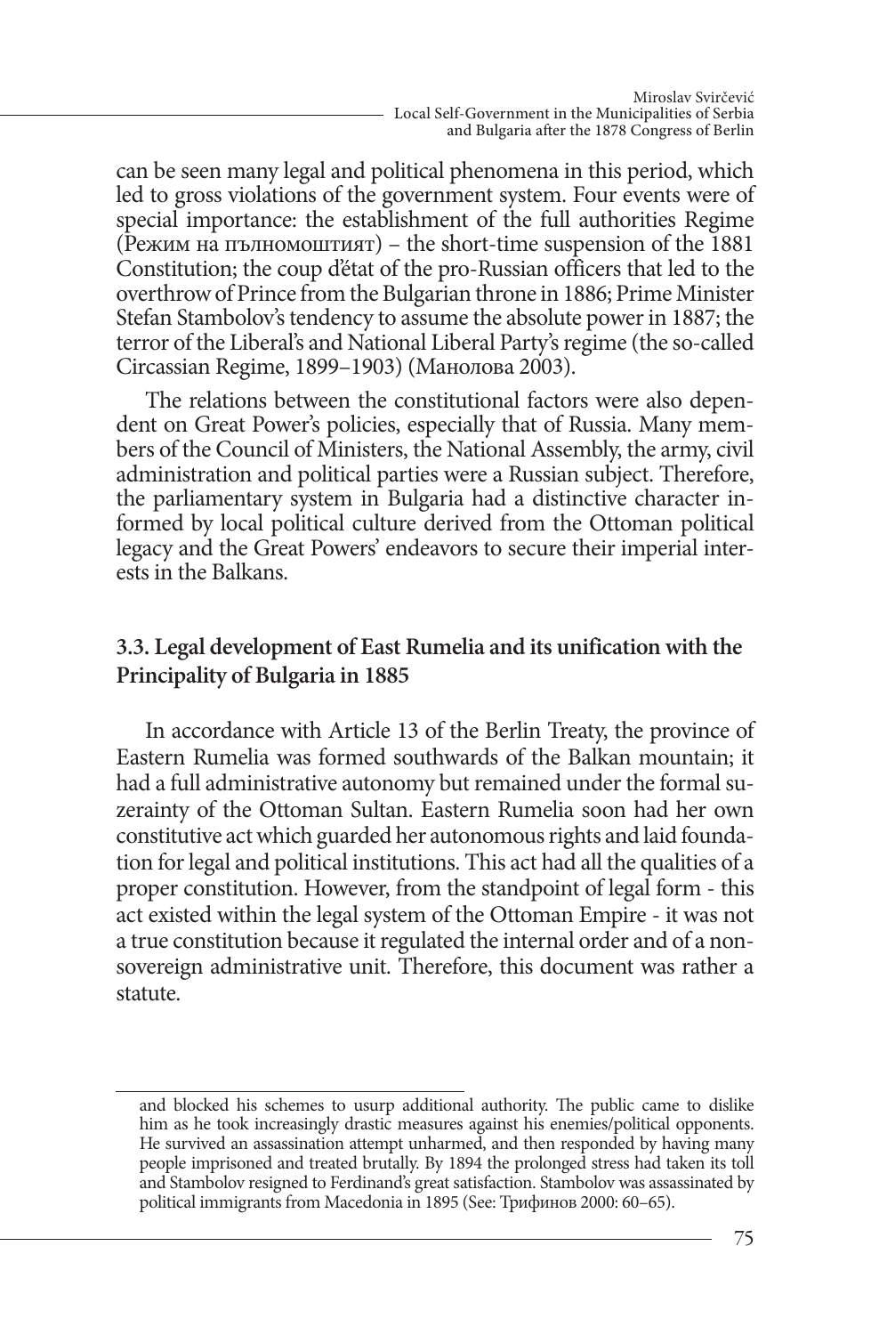can be seen many legal and political phenomena in this period, which led to gross violations of the government system. Four events were of special importance: the establishment of the full authorities Regime (Режим на пълномощтият) – the short-time suspension of the 1881 Constitution; the coup d'état of the pro-Russian officers that led to the overthrow of Prince from the Bulgarian throne in 1886; Prime Minister Stefan Stambolov's tendency to assume the absolute power in 1887; the terror of the Liberal's and National Liberal Party's regime (the so-called Circassian Regime, 1899–1903) (Манолова 2003).

The relations between the constitutional factors were also dependent on Great Power's policies, especially that of Russia. Many members of the Council of Ministers, the National Assembly, the army, civil administration and political parties were a Russian subject. Therefore, the parliamentary system in Bulgaria had a distinctive character informed by local political culture derived from the Ottoman political legacy and the Great Powers' endeavors to secure their imperial interests in the Balkans.

### 3.3. Legal development of East Rumelia and its unification with the Principality of Bulgaria in 1885

In accordance with Article 13 of the Berlin Treaty, the province of Eastern Rumelia was formed southwards of the Balkan mountain; it had a full administrative autonomy but remained under the formal suzerainty of the Ottoman Sultan. Eastern Rumelia soon had her own constitutive act which guarded her autonomous rights and laid foundation for legal and political institutions. This act had all the qualities of a proper constitution. However, from the standpoint of legal form - this act existed within the legal system of the Ottoman Empire - it was not a true constitution because it regulated the internal order and of a non-sovereign administrative unit. Therefore, this document was rather a statute.

---

and blocked his schemes to usurp additional authority. The public came to dislike him as he took increasingly drastic measures against his enemies/political opponents. He survived an assassination attempt unharmed, and then responded by having many people imprisoned and treated brutally. By 1894 the prolonged stress had taken its toll and Stambolov resigned to Ferdinand's great satisfaction. Stambolov was assassinated by political immigrants from Macedonia in 1895 (See: Трифинов 2000: 60–65).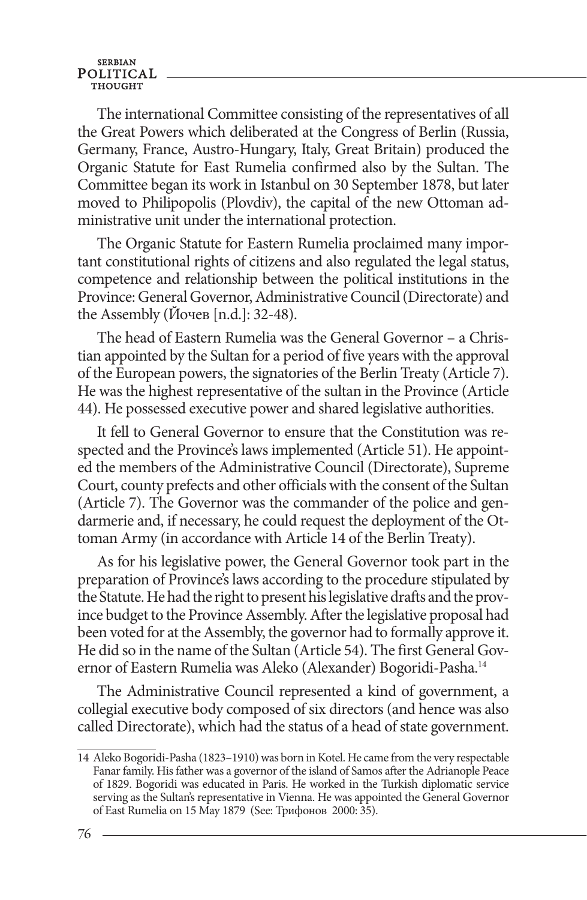The international Committee consisting of the representatives of all the Great Powers which deliberated at the Congress of Berlin (Russia, Germany, France, Austro-Hungary, Italy, Great Britain) produced the Organic Statute for East Rumelia confirmed also by the Sultan. The Committee began its work in Istanbul on 30 September 1878, but later moved to Philipopolis (Plovdiv), the capital of the new Ottoman administrative unit under the international protection.

The Organic Statute for Eastern Rumelia proclaimed many important constitutional rights of citizens and also regulated the legal status, competence and relationship between the political institutions in the Province: General Governor, Administrative Council (Directorate) and the Assembly (Йочев [n.d.]: 32-48).

The head of Eastern Rumelia was the General Governor – a Christian appointed by the Sultan for a period of five years with the approval of the European powers, the signatories of the Berlin Treaty (Article 7). He was the highest representative of the sultan in the Province (Article 44). He possessed executive power and shared legislative authorities.

It fell to General Governor to ensure that the Constitution was respected and the Province's laws implemented (Article 51). He appointed the members of the Administrative Council (Directorate), Supreme Court, county prefects and other officials with the consent of the Sultan (Article 7). The Governor was the commander of the police and gendarmerie and, if necessary, he could request the deployment of the Ottoman Army (in accordance with Article 14 of the Berlin Treaty).

As for his legislative power, the General Governor took part in the preparation of Province's laws according to the procedure stipulated by the Statute. He had the right to present his legislative drafts and the province budget to the Province Assembly. After the legislative proposal had been voted for at the Assembly, the governor had to formally approve it. He did so in the name of the Sultan (Article 54). The first General Governor of Eastern Rumelia was Aleko (Alexander) Bogoridi-Pasha.[14]

The Administrative Council represented a kind of government, a collegial executive body composed of six directors (and hence was also called Directorate), which had the status of a head of state government.

---

14 Aleko Bogoridi-Pasha (1823–1910) was born in Kotel. He came from the very respectable Fanar family. His father was a governor of the island of Samos after the Adrianople Peace of 1829. Bogoridi was educated in Paris. He worked in the Turkish diplomatic service serving as the Sultan's representative in Vienna. He was appointed the General Governor of East Rumelia on 15 May 1879 (See: Трифонов 2000: 35).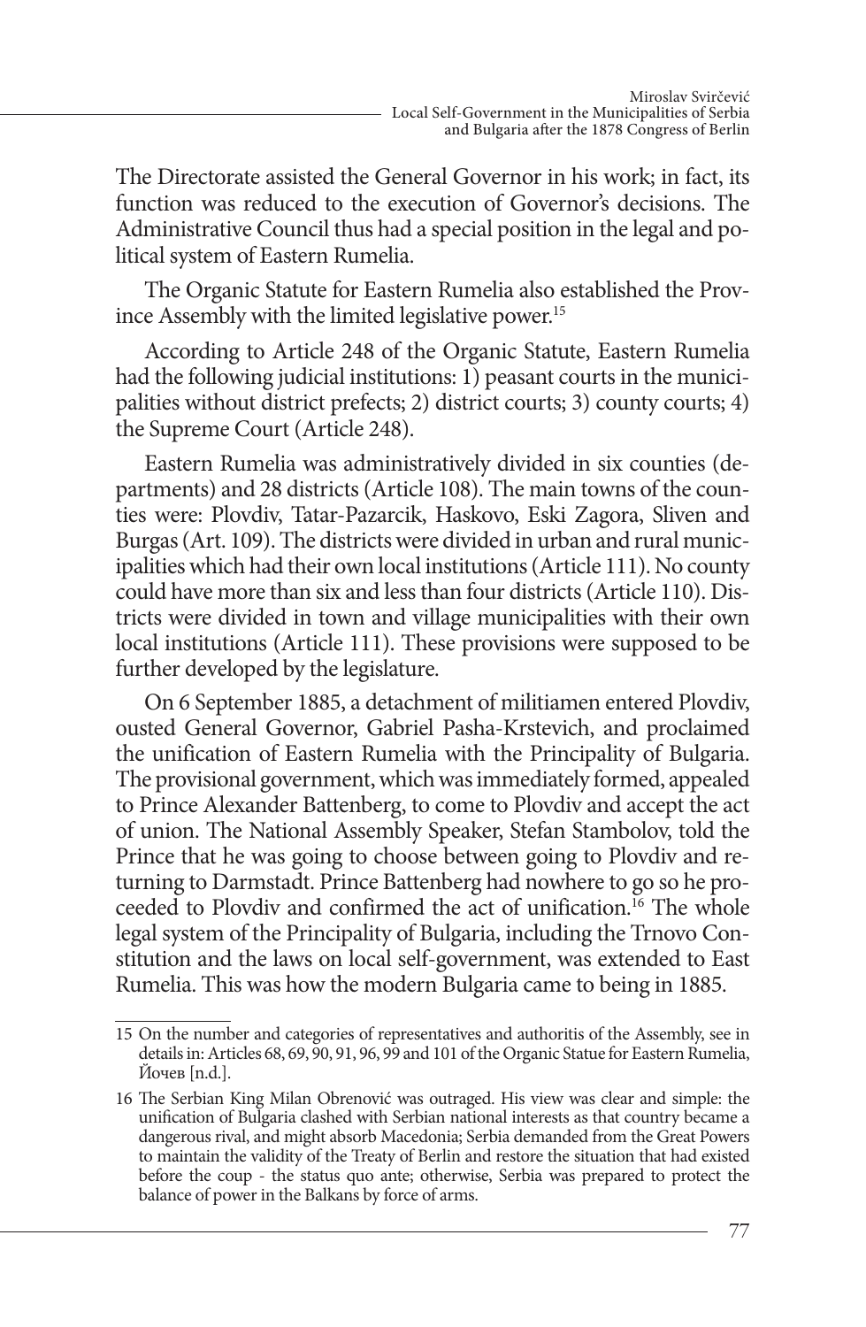The Directorate assisted the General Governor in his work; in fact, its function was reduced to the execution of Governor's decisions. The Administrative Council thus had a special position in the legal and political system of Eastern Rumelia.

The Organic Statute for Eastern Rumelia also established the Province Assembly with the limited legislative power.[15]

According to Article 248 of the Organic Statute, Eastern Rumelia had the following judicial institutions: 1) peasant courts in the municipalities without district prefects; 2) district courts; 3) county courts; 4) the Supreme Court (Article 248).

Eastern Rumelia was administratively divided in six counties (departments) and 28 districts (Article 108). The main towns of the counties were: Plovdiv, Tatar-Pazarcik, Haskovo, Eski Zagora, Sliven and Burgas (Art. 109). The districts were divided in urban and rural municipalities which had their own local institutions (Article 111). No county could have more than six and less than four districts (Article 110). Districts were divided in town and village municipalities with their own local institutions (Article 111). These provisions were supposed to be further developed by the legislature.

On 6 September 1885, a detachment of militiamen entered Plovdiv, ousted General Governor, Gabriel Pasha-Krstevich, and proclaimed the unification of Eastern Rumelia with the Principality of Bulgaria. The provisional government, which was immediately formed, appealed to Prince Alexander Battenberg, to come to Plovdiv and accept the act of union. The National Assembly Speaker, Stefan Stambolov, told the Prince that he was going to choose between going to Plovdiv and returning to Darmstadt. Prince Battenberg had nowhere to go so he proceeded to Plovdiv and confirmed the act of unification.[16] The whole legal system of the Principality of Bulgaria, including the Trnovo Constitution and the laws on local self-government, was extended to East Rumelia. This was how the modern Bulgaria came to being in 1885.

---

15 On the number and categories of representatives and authoritis of the Assembly, see in details in: Articles 68, 69, 90, 91, 96, 99 and 101 of the Organic Statue for Eastern Rumelia, Йочев [n.d.].

16 The Serbian King Milan Obrenović was outraged. His view was clear and simple: the unification of Bulgaria clashed with Serbian national interests as that country became a dangerous rival, and might absorb Macedonia; Serbia demanded from the Great Powers to maintain the validity of the Treaty of Berlin and restore the situation that had existed before the coup - the status quo ante; otherwise, Serbia was prepared to protect the balance of power in the Balkans by force of arms.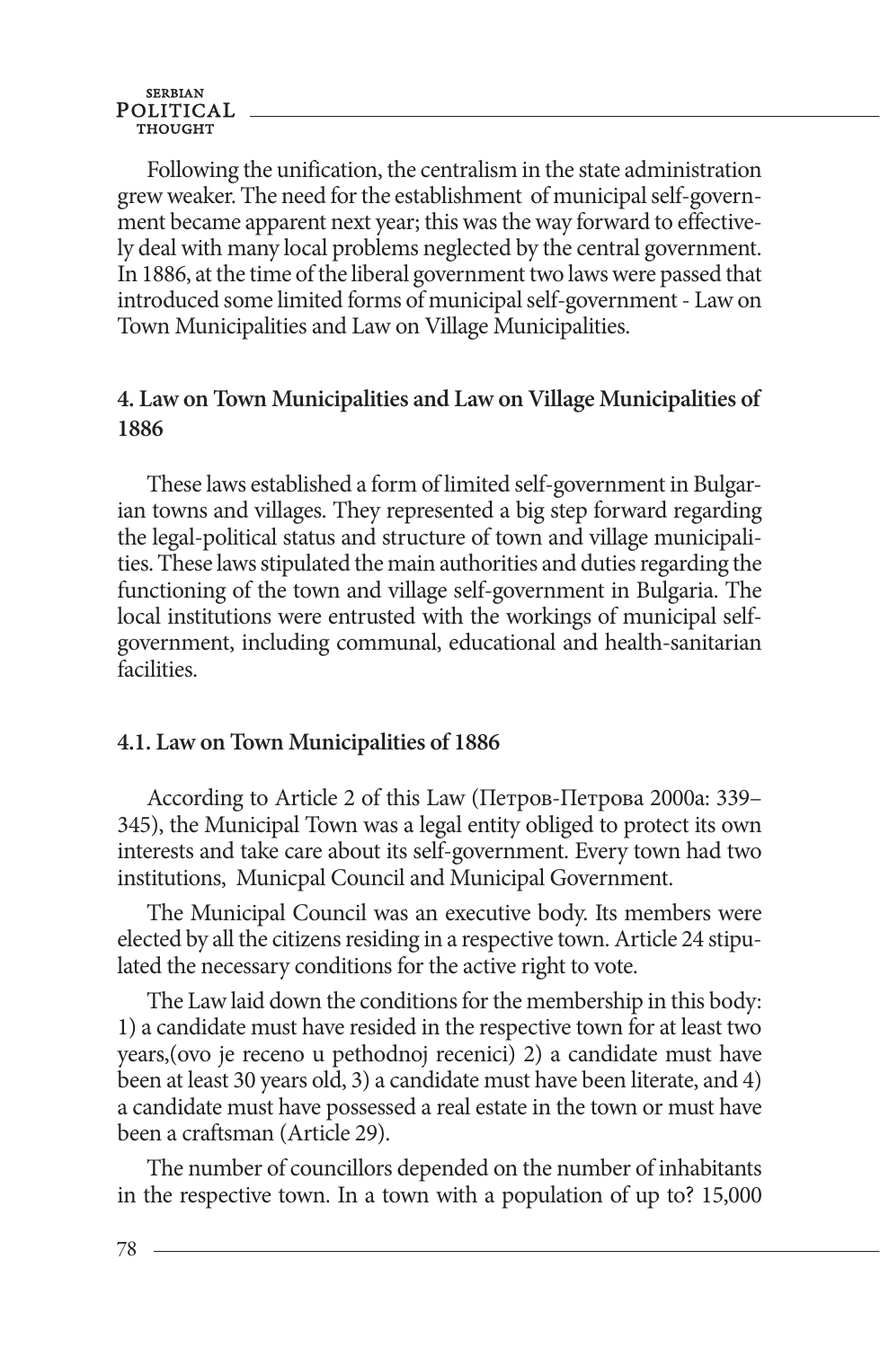Following the unification, the centralism in the state administration grew weaker. The need for the establishment of municipal self-government became apparent next year; this was the way forward to effectively deal with many local problems neglected by the central government. In 1886, at the time of the liberal government two laws were passed that introduced some limited forms of municipal self-government - Law on Town Municipalities and Law on Village Municipalities.

## 4. Law on Town Municipalities and Law on Village Municipalities of 1886

These laws established a form of limited self-government in Bulgarian towns and villages. They represented a big step forward regarding the legal-political status and structure of town and village municipalities. These laws stipulated the main authorities and duties regarding the functioning of the town and village self-government in Bulgaria. The local institutions were entrusted with the workings of municipal self-government, including communal, educational and health-sanitarian facilities.

### 4.1. Law on Town Municipalities of 1886

According to Article 2 of this Law (Петров-Петрова 2000a: 339–345), the Municipal Town was a legal entity obliged to protect its own interests and take care about its self-government. Every town had two institutions, Municpal Council and Municipal Government.

The Municipal Council was an executive body. Its members were elected by all the citizens residing in a respective town. Article 24 stipulated the necessary conditions for the active right to vote.

The Law laid down the conditions for the membership in this body: 1) a candidate must have resided in the respective town for at least two years,(ovo je receno u pethodnoj recenici) 2) a candidate must have been at least 30 years old, 3) a candidate must have been literate, and 4) a candidate must have possessed a real estate in the town or must have been a craftsman (Article 29).

The number of councillors depended on the number of inhabitants in the respective town. In a town with a population of up to? 15,000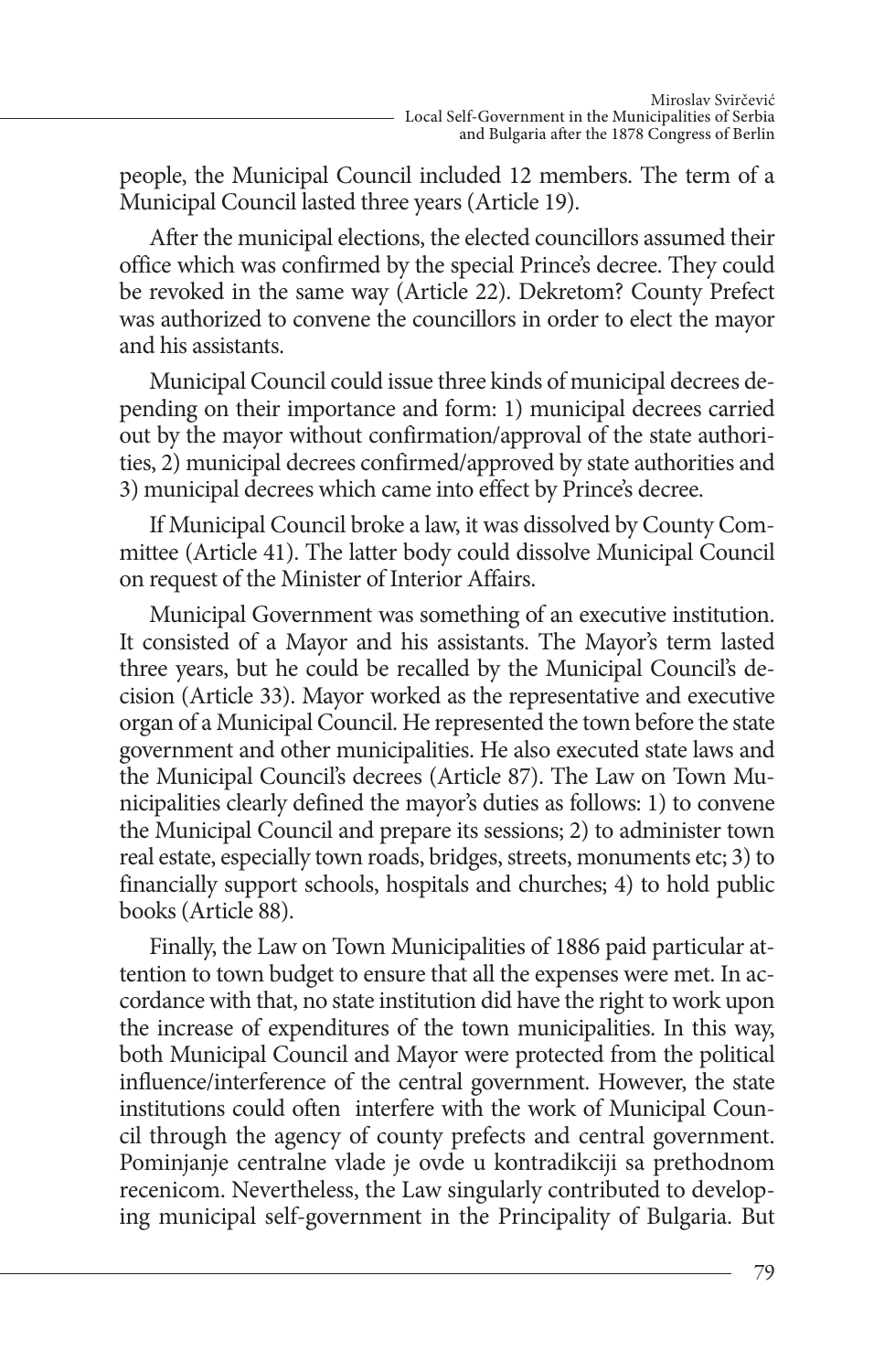people, the Municipal Council included 12 members. The term of a Municipal Council lasted three years (Article 19).

After the municipal elections, the elected councillors assumed their office which was confirmed by the special Prince's decree. They could be revoked in the same way (Article 22). Dekretom? County Prefect was authorized to convene the councillors in order to elect the mayor and his assistants.

Municipal Council could issue three kinds of municipal decrees depending on their importance and form: 1) municipal decrees carried out by the mayor without confirmation/approval of the state authorities, 2) municipal decrees confirmed/approved by state authorities and 3) municipal decrees which came into effect by Prince's decree.

If Municipal Council broke a law, it was dissolved by County Committee (Article 41). The latter body could dissolve Municipal Council on request of the Minister of Interior Affairs.

Municipal Government was something of an executive institution. It consisted of a Mayor and his assistants. The Mayor's term lasted three years, but he could be recalled by the Municipal Council's decision (Article 33). Mayor worked as the representative and executive organ of a Municipal Council. He represented the town before the state government and other municipalities. He also executed state laws and the Municipal Council's decrees (Article 87). The Law on Town Municipalities clearly defined the mayor's duties as follows: 1) to convene the Municipal Council and prepare its sessions; 2) to administer town real estate, especially town roads, bridges, streets, monuments etc; 3) to financially support schools, hospitals and churches; 4) to hold public books (Article 88).

Finally, the Law on Town Municipalities of 1886 paid particular attention to town budget to ensure that all the expenses were met. In accordance with that, no state institution did have the right to work upon the increase of expenditures of the town municipalities. In this way, both Municipal Council and Mayor were protected from the political influence/interference of the central government. However, the state institutions could often interfere with the work of Municipal Council through the agency of county prefects and central government. Pominjanje centralne vlade je ovde u kontradikciji sa prethodnom recenicom. Nevertheless, the Law singularly contributed to developing municipal self-government in the Principality of Bulgaria. But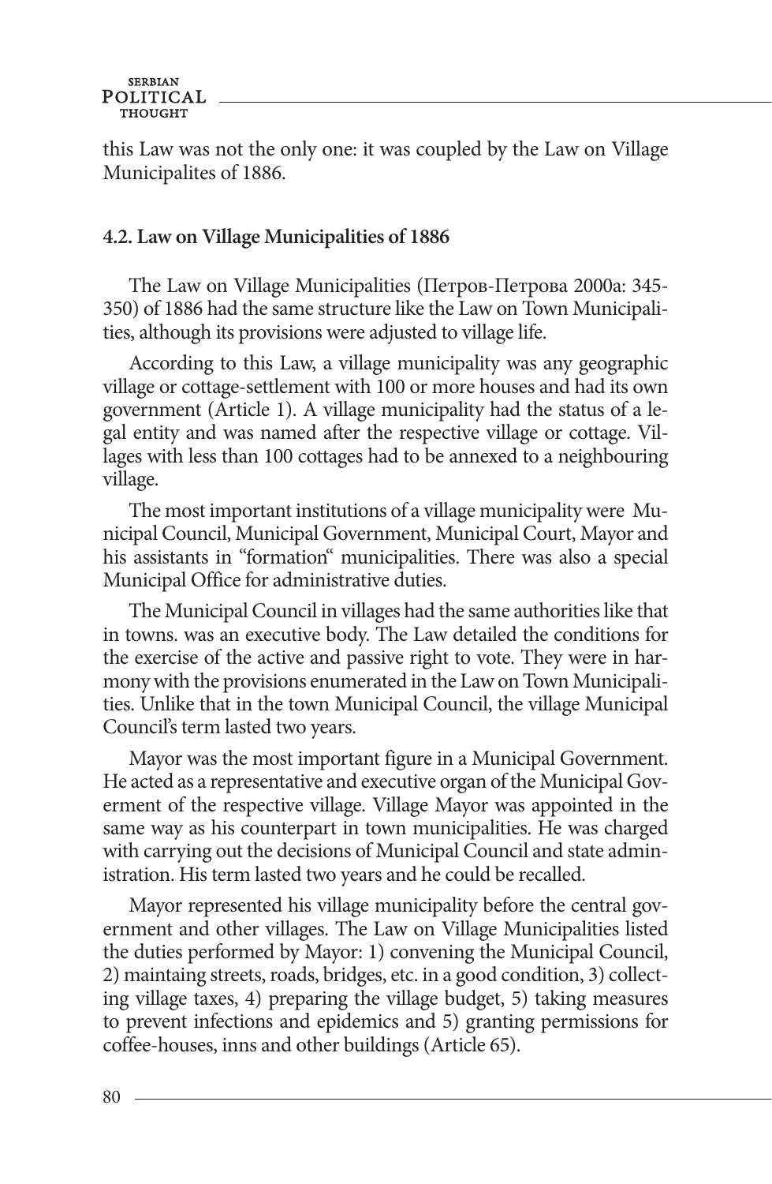this Law was not the only one: it was coupled by the Law on Village Municipalites of 1886.

### 4.2. Law on Village Municipalities of 1886

The Law on Village Municipalities (Петров-Петрова 2000a: 345-350) of 1886 had the same structure like the Law on Town Municipalities, although its provisions were adjusted to village life.

According to this Law, a village municipality was any geographic village or cottage-settlement with 100 or more houses and had its own government (Article 1). A village municipality had the status of a legal entity and was named after the respective village or cottage. Villages with less than 100 cottages had to be annexed to a neighbouring village.

The most important institutions of a village municipality were Municipal Council, Municipal Government, Municipal Court, Mayor and his assistants in "formation" municipalities. There was also a special Municipal Office for administrative duties.

The Municipal Council in villages had the same authorities like that in towns. was an executive body. The Law detailed the conditions for the exercise of the active and passive right to vote. They were in harmony with the provisions enumerated in the Law on Town Municipalities. Unlike that in the town Municipal Council, the village Municipal Council's term lasted two years.

Mayor was the most important figure in a Municipal Government. He acted as a representative and executive organ of the Municipal Goverment of the respective village. Village Mayor was appointed in the same way as his counterpart in town municipalities. He was charged with carrying out the decisions of Municipal Council and state administration. His term lasted two years and he could be recalled.

Mayor represented his village municipality before the central government and other villages. The Law on Village Municipalities listed the duties performed by Mayor: 1) convening the Municipal Council, 2) maintaing streets, roads, bridges, etc. in a good condition, 3) collecting village taxes, 4) preparing the village budget, 5) taking measures to prevent infections and epidemics and 5) granting permissions for coffee-houses, inns and other buildings (Article 65).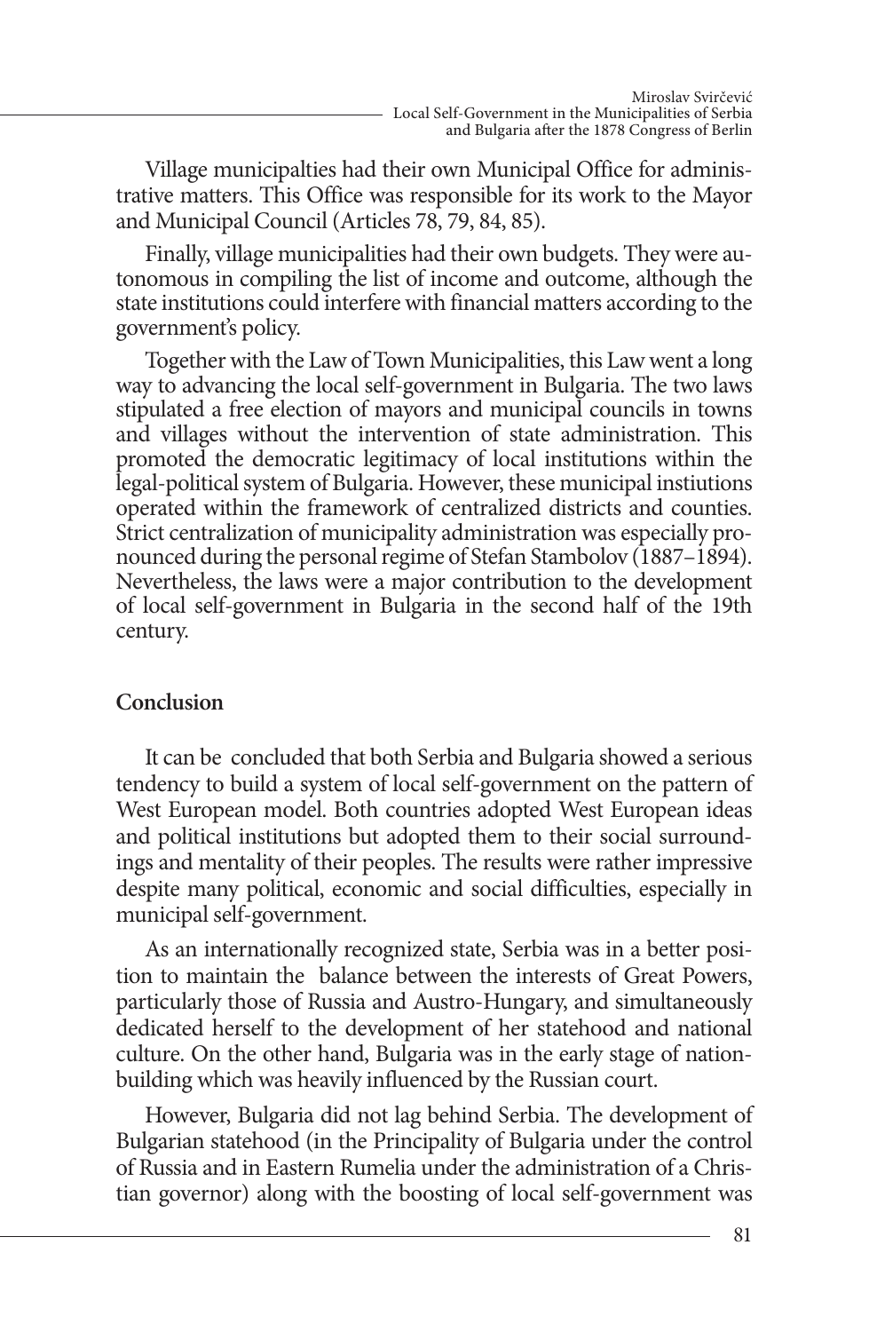Village municipalties had their own Municipal Office for administrative matters. This Office was responsible for its work to the Mayor and Municipal Council (Articles 78, 79, 84, 85).

Finally, village municipalities had their own budgets. They were autonomous in compiling the list of income and outcome, although the state institutions could interfere with financial matters according to the government's policy.

Together with the Law of Town Municipalities, this Law went a long way to advancing the local self-government in Bulgaria. The two laws stipulated a free election of mayors and municipal councils in towns and villages without the intervention of state administration. This promoted the democratic legitimacy of local institutions within the legal-political system of Bulgaria. However, these municipal instiutions operated within the framework of centralized districts and counties. Strict centralization of municipality administration was especially pronounced during the personal regime of Stefan Stambolov (1887–1894). Nevertheless, the laws were a major contribution to the development of local self-government in Bulgaria in the second half of the 19th century.

## Conclusion

It can be concluded that both Serbia and Bulgaria showed a serious tendency to build a system of local self-government on the pattern of West European model. Both countries adopted West European ideas and political institutions but adopted them to their social surroundings and mentality of their peoples. The results were rather impressive despite many political, economic and social difficulties, especially in municipal self-government.

As an internationally recognized state, Serbia was in a better position to maintain the balance between the interests of Great Powers, particularly those of Russia and Austro-Hungary, and simultaneously dedicated herself to the development of her statehood and national culture. On the other hand, Bulgaria was in the early stage of nation-building which was heavily influenced by the Russian court.

However, Bulgaria did not lag behind Serbia. The development of Bulgarian statehood (in the Principality of Bulgaria under the control of Russia and in Eastern Rumelia under the administration of a Christian governor) along with the boosting of local self-government was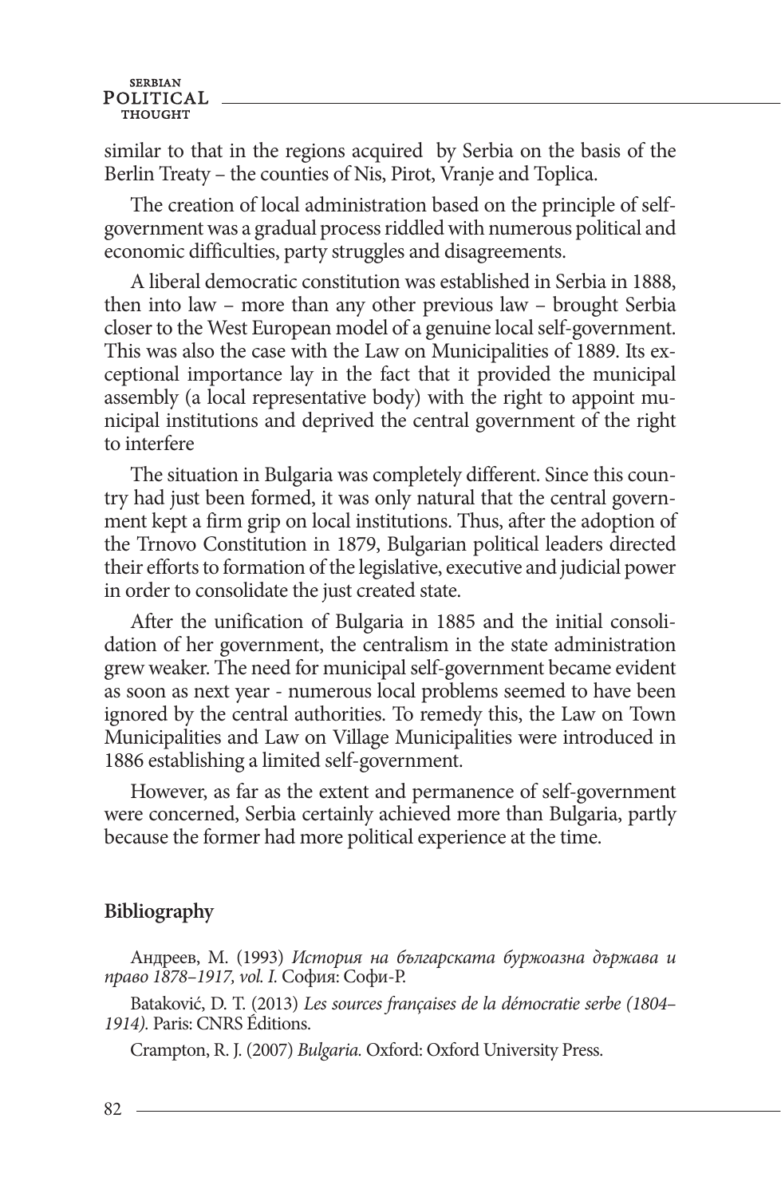similar to that in the regions acquired by Serbia on the basis of the Berlin Treaty – the counties of Nis, Pirot, Vranje and Toplica.

The creation of local administration based on the principle of self-government was a gradual process riddled with numerous political and economic difficulties, party struggles and disagreements.

A liberal democratic constitution was established in Serbia in 1888, then into law – more than any other previous law – brought Serbia closer to the West European model of a genuine local self-government. This was also the case with the Law on Municipalities of 1889. Its exceptional importance lay in the fact that it provided the municipal assembly (a local representative body) with the right to appoint municipal institutions and deprived the central government of the right to interfere

The situation in Bulgaria was completely different. Since this country had just been formed, it was only natural that the central government kept a firm grip on local institutions. Thus, after the adoption of the Trnovo Constitution in 1879, Bulgarian political leaders directed their efforts to formation of the legislative, executive and judicial power in order to consolidate the just created state.

After the unification of Bulgaria in 1885 and the initial consolidation of her government, the centralism in the state administration grew weaker. The need for municipal self-government became evident as soon as next year - numerous local problems seemed to have been ignored by the central authorities. To remedy this, the Law on Town Municipalities and Law on Village Municipalities were introduced in 1886 establishing a limited self-government.

However, as far as the extent and permanence of self-government were concerned, Serbia certainly achieved more than Bulgaria, partly because the former had more political experience at the time.

**Bibliography**

Андреев, М. (1993) *История на българската буржоазна държава и право 1878–1917, vol. I.* София: Софи-Р.

Bataković, D. T. (2013) *Les sources françaises de la démocratie serbe (1804–1914).* Paris: CNRS Éditions.

Crampton, R. J. (2007) *Bulgaria.* Oxford: Oxford University Press.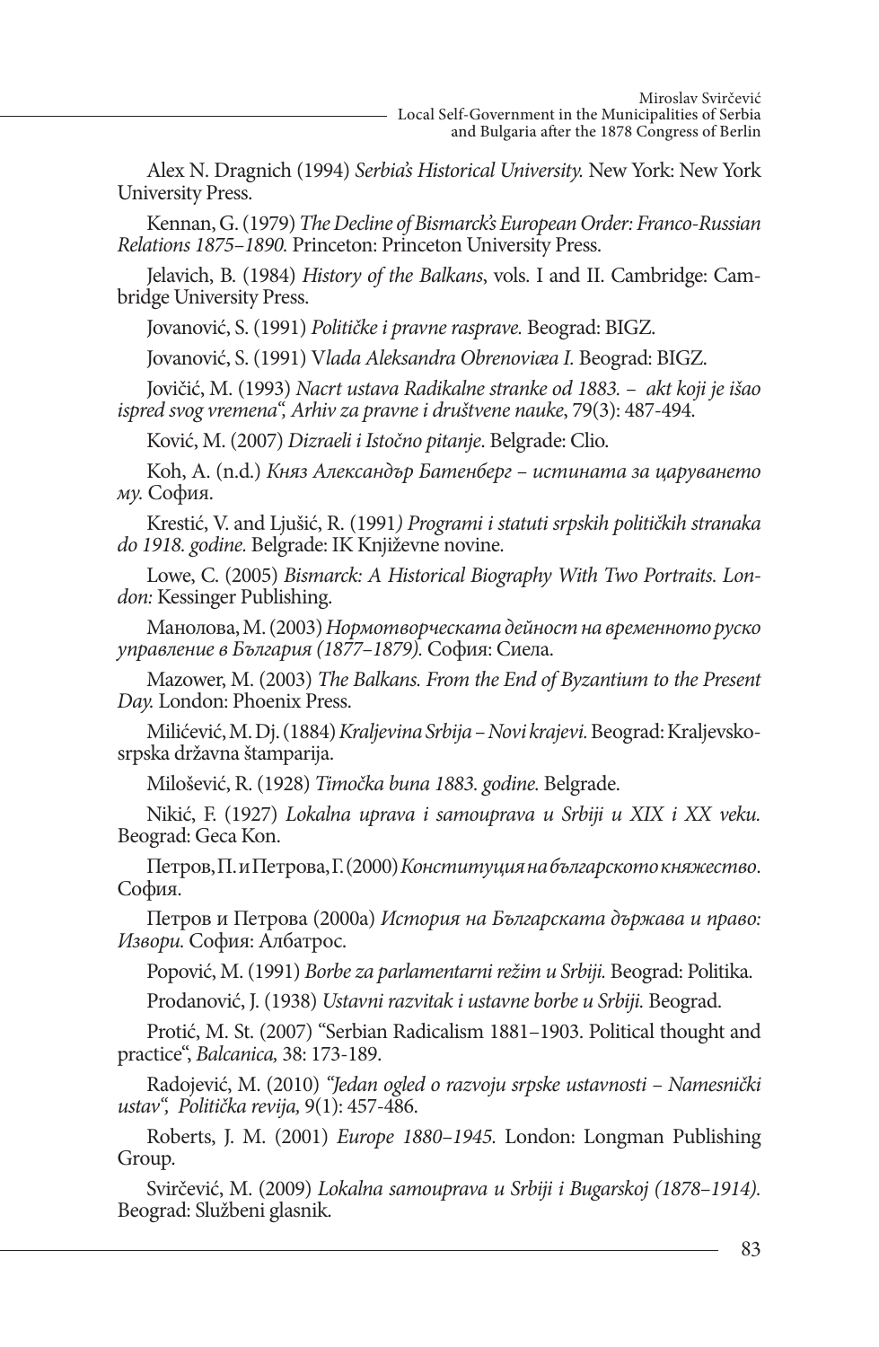Alex N. Dragnich (1994) *Serbia's Historical University.* New York: New York University Press.

Kennan, G. (1979) *The Decline of Bismarck's European Order: Franco-Russian Relations 1875–1890.* Princeton: Princeton University Press.

Jelavich, B. (1984) *History of the Balkans*, vols. I and II. Cambridge: Cambridge University Press.

Jovanović, S. (1991) *Političke i pravne rasprave.* Beograd: BIGZ.

Jovanović, S. (1991) V*lada Aleksandra Obrenoviæa I.* Beograd: BIGZ.

Jovičić, M. (1993) *Nacrt ustava Radikalne stranke od 1883. – akt koji je išao ispred svog vremena", Arhiv za pravne i društvene nauke*, 79(3): 487-494.

Ković, M. (2007) *Dizraeli i Istočno pitanje*. Belgrade: Clio.

Koh, A. (n.d.) *Княз Александър Батенберг – истината за царуването му.* София.

Krestić, V. and Ljušić, R. (1991*) Programi i statuti srpskih političkih stranaka do 1918. godine.* Belgrade: IK Književne novine.

Lowe, C. (2005) *Bismarck: A Historical Biography With Two Portraits. London:* Kessinger Publishing.

Манолова, М. (2003) *Нормотворческата дейност на временното руско управление в България (1877–1879).* София: Сиела.

Mazower, M. (2003) *The Balkans. From the End of Byzantium to the Present Day.* London: Phoenix Press.

Milićević, M. Dj. (1884) *Kraljevina Srbija – Novi krajevi.* Beograd: Kraljevsko-srpska državna štamparija.

Milošević, R. (1928) *Timočka buna 1883. godine.* Belgrade.

Nikić, F. (1927) *Lokalna uprava i samouprava u Srbiji u XIX i XX veku.* Beograd: Geca Kon.

Петров, П. и Петрова, Г. (2000) *Конституция на българското княжество*. София.

Петров и Петрова (2000a) *История на Българската държава и право: Извори.* София: Албатрос.

Popović, M. (1991) *Borbe za parlamentarni režim u Srbiji.* Beograd: Politika.

Prodanović, J. (1938) *Ustavni razvitak i ustavne borbe u Srbiji.* Beograd.

Protić, M. St. (2007) "Serbian Radicalism 1881–1903. Political thought and practice", *Balcanica,* 38: 173-189.

Radojević, M. (2010) *"Jedan ogled o razvoju srpske ustavnosti – Namesnički ustav", Politička revija,* 9(1): 457-486.

Roberts, J. M. (2001) *Europe 1880–1945.* London: Longman Publishing Group.

Svirčević, M. (2009) *Lokalna samouprava u Srbiji i Bugarskoj (1878–1914).* Beograd: Službeni glasnik.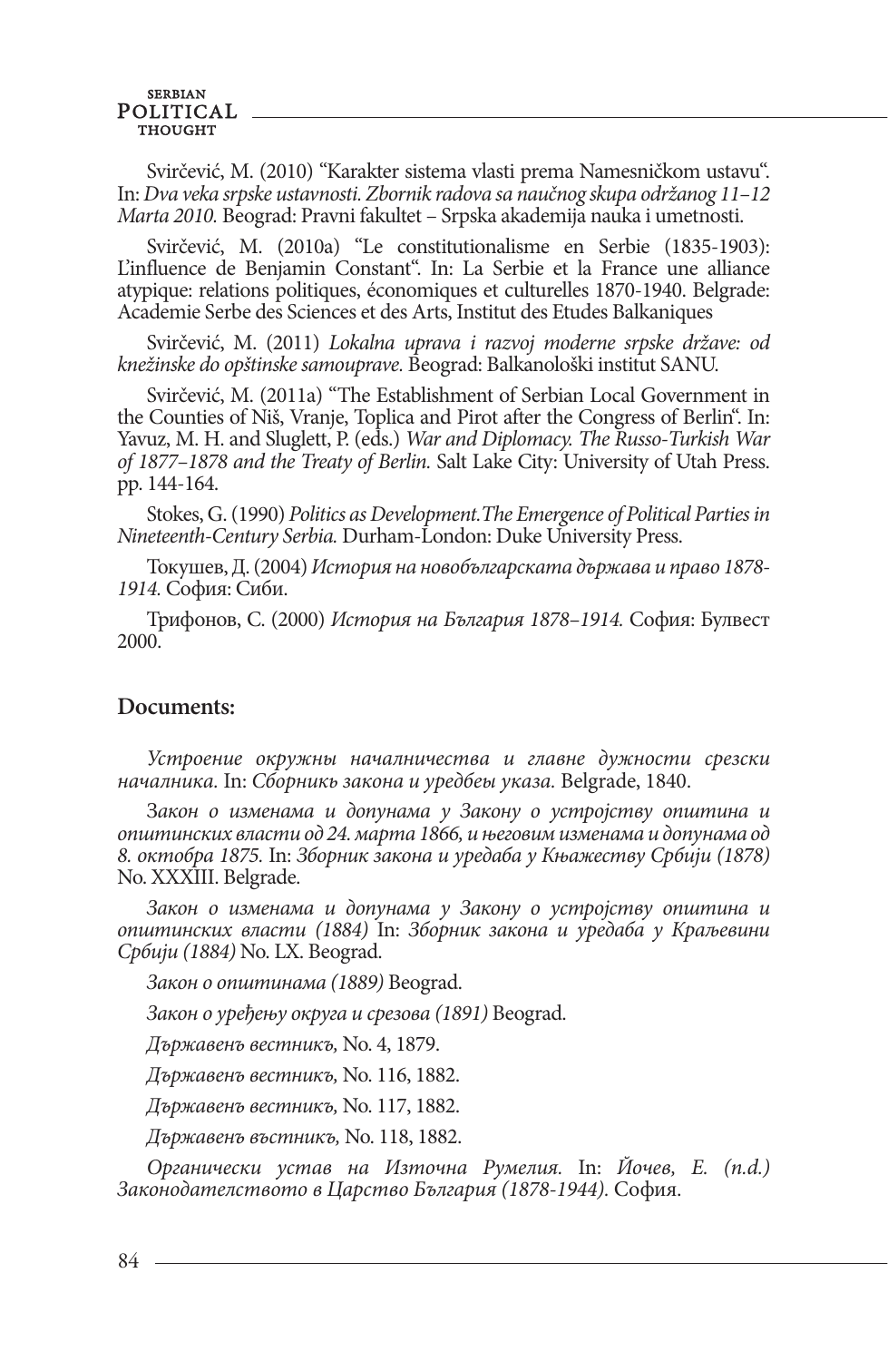Svirčević, M. (2010) "Karakter sistema vlasti prema Namesničkom ustavu". In: *Dva veka srpske ustavnosti. Zbornik radova sa naučnog skupa održanog 11–12 Marta 2010.* Beograd: Pravni fakultet – Srpska akademija nauka i umetnosti.

Svirčević, M. (2010a) "Le constitutionalisme en Serbie (1835-1903): L'influence de Benjamin Constant". In: La Serbie et la France une alliance atypique: relations politiques, économiques et culturelles 1870-1940. Belgrade: Academie Serbe des Sciences et des Arts, Institut des Etudes Balkaniques

Svirčević, M. (2011) *Lokalna uprava i razvoj moderne srpske države: od knežinske do opštinske samouprave.* Beograd: Balkanološki institut SANU.

Svirčević, M. (2011a) "The Establishment of Serbian Local Government in the Counties of Niš, Vranje, Toplica and Pirot after the Congress of Berlin". In: Yavuz, M. H. and Sluglett, P. (eds.) *War and Diplomacy. The Russo-Turkish War of 1877–1878 and the Treaty of Berlin.* Salt Lake City: University of Utah Press. pp. 144-164.

Stokes, G. (1990) *Politics as Development.The Emergence of Political Parties in Nineteenth-Century Serbia.* Durham-London: Duke University Press.

Токушев, Д. (2004) *История на новобългарската държава и право 1878-1914.* София: Сиби.

Трифонов, С. (2000) *История на България 1878–1914.* София: Булвест 2000.

## Documents:

*Устроение окружны началничества и главне дужности срезски началника.* In: *Сборникъ закона и уредбеы указа.* Belgrade, 1840.

*Закон о изменама и допунама у Закону о устројству општина и општинских власти од 24. марта 1866, и његовим изменама и допунама од 8. октобра 1875.* In: *Зборник закона и уредаба у Књажеству Србији (1878)* No. XXXIII. Belgrade.

*Закон о изменама и допунама у Закону о устројству општина и општинских власти (1884)* In: *Зборник закона и уредаба у Краљевини Србији (1884)* No. LX. Beograd.

*Закон о општинама (1889)* Beograd.

*Закон о уређењу округа и срезова (1891)* Beograd.

*Държавенъ вестникъ,* No. 4, 1879.

*Държавенъ вестникъ,* No. 116, 1882.

*Държавенъ вестникъ,* No. 117, 1882.

*Държавенъ вѣстникъ,* No. 118, 1882.

*Органически устав на Източна Румелия.* In: *Йочев, E. (n.d.) Законодателството в Царство България (1878-1944).* София.